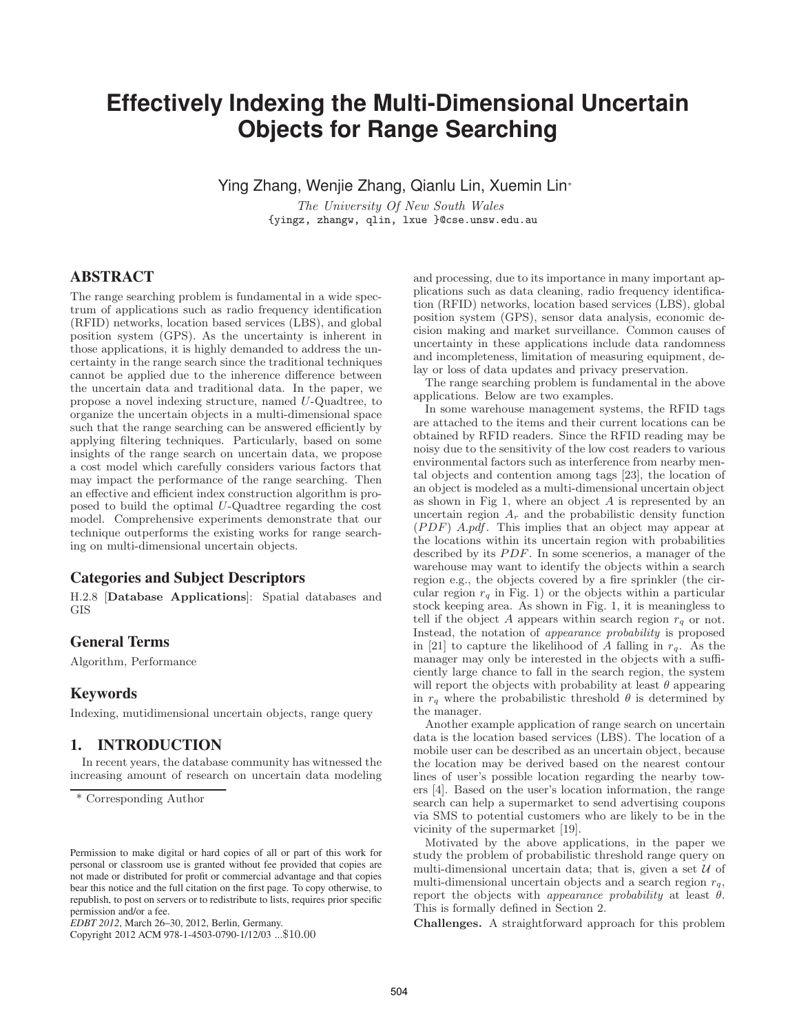# Effectively Indexing the Multi-Dimensional Uncertain Objects for Range Searching

Ying Zhang, Wenjie Zhang, Qianlu Lin, Xuemin Lin*

*The University Of New South Wales*
{yingz, zhangw, qlin, lxue }@cse.unsw.edu.au

## ABSTRACT

The range searching problem is fundamental in a wide spectrum of applications such as radio frequency identification (RFID) networks, location based services (LBS), and global position system (GPS). As the uncertainty is inherent in those applications, it is highly demanded to address the uncertainty in the range search since the traditional techniques cannot be applied due to the inherence difference between the uncertain data and traditional data. In the paper, we propose a novel indexing structure, named $U$-Quadtree, to organize the uncertain objects in a multi-dimensional space such that the range searching can be answered efficiently by applying filtering techniques. Particularly, based on some insights of the range search on uncertain data, we propose a cost model which carefully considers various factors that may impact the performance of the range searching. Then an effective and efficient index construction algorithm is proposed to build the optimal $U$-Quadtree regarding the cost model. Comprehensive experiments demonstrate that our technique outperforms the existing works for range searching on multi-dimensional uncertain objects.

### Categories and Subject Descriptors

H.2.8 [**Database Applications**]: Spatial databases and GIS

### General Terms

Algorithm, Performance

### Keywords

Indexing, mutidimensional uncertain objects, range query

## 1. INTRODUCTION

In recent years, the database community has witnessed the increasing amount of research on uncertain data modeling and processing, due to its importance in many important applications such as data cleaning, radio frequency identification (RFID) networks, location based services (LBS), global position system (GPS), sensor data analysis, economic decision making and market surveillance. Common causes of uncertainty in these applications include data randomness and incompleteness, limitation of measuring equipment, delay or loss of data updates and privacy preservation.

The range searching problem is fundamental in the above applications. Below are two examples.

In some warehouse management systems, the RFID tags are attached to the items and their current locations can be obtained by RFID readers. Since the RFID reading may be noisy due to the sensitivity of the low cost readers to various environmental factors such as interference from nearby mental objects and contention among tags [23], the location of an object is modeled as a multi-dimensional uncertain object as shown in Fig 1, where an object $A$ is represented by an uncertain region $A_r$ and the probabilistic density function ($PDF$) $A.pdf$. This implies that an object may appear at the locations within its uncertain region with probabilities described by its $PDF$. In some scenerios, a manager of the warehouse may want to identify the objects within a search region e.g., the objects covered by a fire sprinkler (the circular region $r_q$ in Fig. 1) or the objects within a particular stock keeping area. As shown in Fig. 1, it is meaningless to tell if the object $A$ appears within search region $r_q$ or not. Instead, the notation of *appearance probability* is proposed in [21] to capture the likelihood of $A$ falling in $r_q$. As the manager may only be interested in the objects with a sufficiently large chance to fall in the search region, the system will report the objects with probability at least $\theta$ appearing in $r_q$ where the probabilistic threshold $\theta$ is determined by the manager.

Another example application of range search on uncertain data is the location based services (LBS). The location of a mobile user can be described as an uncertain object, because the location may be derived based on the nearest contour lines of user's possible location regarding the nearby towers [4]. Based on the user's location information, the range search can help a supermarket to send advertising coupons via SMS to potential customers who are likely to be in the vicinity of the supermarket [19].

Motivated by the above applications, in the paper we study the problem of probabilistic threshold range query on multi-dimensional uncertain data; that is, given a set $\mathcal{U}$ of multi-dimensional uncertain objects and a search region $r_q$, report the objects with *appearance probability* at least $\theta$. This is formally defined in Section 2.

**Challenges.** A straightforward approach for this problem

---

\* Corresponding Author

Permission to make digital or hard copies of all or part of this work for personal or classroom use is granted without fee provided that copies are not made or distributed for profit or commercial advantage and that copies bear this notice and the full citation on the first page. To copy otherwise, to republish, to post on servers or to redistribute to lists, requires prior specific permission and/or a fee.
*EDBT 2012*, March 26–30, 2012, Berlin, Germany.
Copyright 2012 ACM 978-1-4503-0790-1/12/03 ...$10.00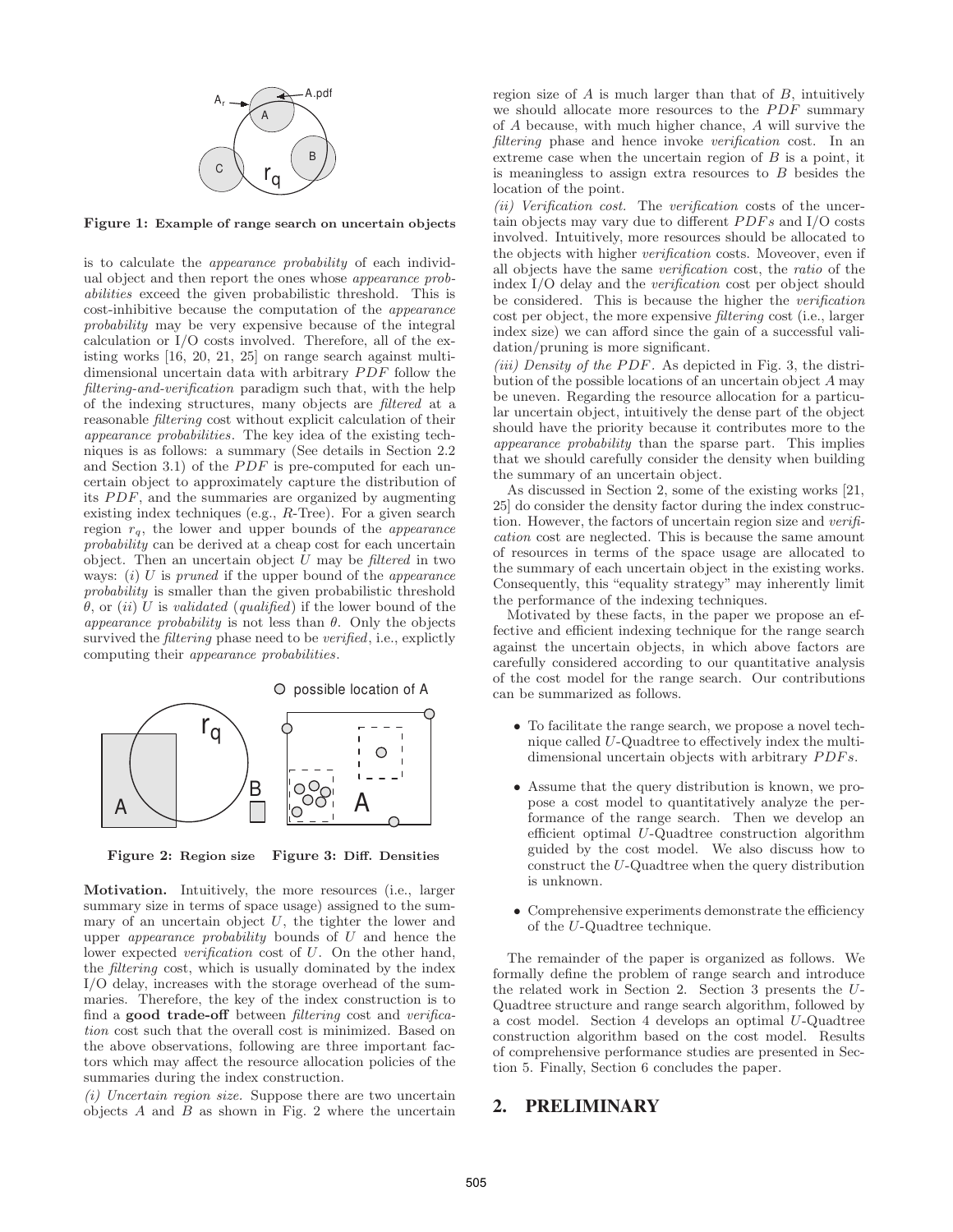Figure 1: Example of range search on uncertain objects

is to calculate the *appearance probability* of each individual object and then report the ones whose *appearance probabilities* exceed the given probabilistic threshold. This is cost-inhibitive because the computation of the *appearance probability* may be very expensive because of the integral calculation or I/O costs involved. Therefore, all of the existing works [16, 20, 21, 25] on range search against multi-dimensional uncertain data with arbitrary $PDF$ follow the *filtering-and-verification* paradigm such that, with the help of the indexing structures, many objects are *filtered* at a reasonable *filtering* cost without explicit calculation of their *appearance probabilities*. The key idea of the existing techniques is as follows: a summary (See details in Section 2.2 and Section 3.1) of the $PDF$ is pre-computed for each uncertain object to approximately capture the distribution of its $PDF$, and the summaries are organized by augmenting existing index techniques (e.g., $R$-Tree). For a given search region $r_q$, the lower and upper bounds of the *appearance probability* can be derived at a cheap cost for each uncertain object. Then an uncertain object $U$ may be *filtered* in two ways: (*i*) $U$ is *pruned* if the upper bound of the *appearance probability* is smaller than the given probabilistic threshold $\theta$, or (*ii*) $U$ is *validated* (*qualified*) if the lower bound of the *appearance probability* is not less than $\theta$. Only the objects survived the *filtering* phase need to be *verified*, i.e., explictly computing their *appearance probabilities*.

Figure 2: Region size  Figure 3: Diff. Densities

**Motivation.** Intuitively, the more resources (i.e., larger summary size in terms of space usage) assigned to the summary of an uncertain object $U$, the tighter the lower and upper *appearance probability* bounds of $U$ and hence the lower expected *verification* cost of $U$. On the other hand, the *filtering* cost, which is usually dominated by the index I/O delay, increases with the storage overhead of the summaries. Therefore, the key of the index construction is to find a **good trade-off** between *filtering* cost and *verification* cost such that the overall cost is minimized. Based on the above observations, following are three important factors which may affect the resource allocation policies of the summaries during the index construction.

*(i) Uncertain region size.* Suppose there are two uncertain objects $A$ and $B$ as shown in Fig. 2 where the uncertain region size of $A$ is much larger than that of $B$, intuitively we should allocate more resources to the $PDF$ summary of $A$ because, with much higher chance, $A$ will survive the *filtering* phase and hence invoke *verification* cost. In an extreme case when the uncertain region of $B$ is a point, it is meaningless to assign extra resources to $B$ besides the location of the point.

*(ii) Verification cost.* The *verification* costs of the uncertain objects may vary due to different $PDFs$ and I/O costs involved. Intuitively, more resources should be allocated to the objects with higher *verification* costs. Moveover, even if all objects have the same *verification* cost, the *ratio* of the index I/O delay and the *verification* cost per object should be considered. This is because the higher the *verification* cost per object, the more expensive *filtering* cost (i.e., larger index size) we can afford since the gain of a successful validation/pruning is more significant.

*(iii) Density of the PDF.* As depicted in Fig. 3, the distribution of the possible locations of an uncertain object $A$ may be uneven. Regarding the resource allocation for a particular uncertain object, intuitively the dense part of the object should have the priority because it contributes more to the *appearance probability* than the sparse part. This implies that we should carefully consider the density when building the summary of an uncertain object.

As discussed in Section 2, some of the existing works [21, 25] do consider the density factor during the index construction. However, the factors of uncertain region size and *verification* cost are neglected. This is because the same amount of resources in terms of the space usage are allocated to the summary of each uncertain object in the existing works. Consequently, this "equality strategy" may inherently limit the performance of the indexing techniques.

Motivated by these facts, in the paper we propose an effective and efficient indexing technique for the range search against the uncertain objects, in which above factors are carefully considered according to our quantitative analysis of the cost model for the range search. Our contributions can be summarized as follows.

- To facilitate the range search, we propose a novel technique called $U$-Quadtree to effectively index the multi-dimensional uncertain objects with arbitrary $PDFs$.
- Assume that the query distribution is known, we propose a cost model to quantitatively analyze the performance of the range search. Then we develop an efficient optimal $U$-Quadtree construction algorithm guided by the cost model. We also discuss how to construct the $U$-Quadtree when the query distribution is unknown.
- Comprehensive experiments demonstrate the efficiency of the $U$-Quadtree technique.

The remainder of the paper is organized as follows. We formally define the problem of range search and introduce the related work in Section 2. Section 3 presents the $U$-Quadtree structure and range search algorithm, followed by a cost model. Section 4 develops an optimal $U$-Quadtree construction algorithm based on the cost model. Results of comprehensive performance studies are presented in Section 5. Finally, Section 6 concludes the paper.

## 2. PRELIMINARY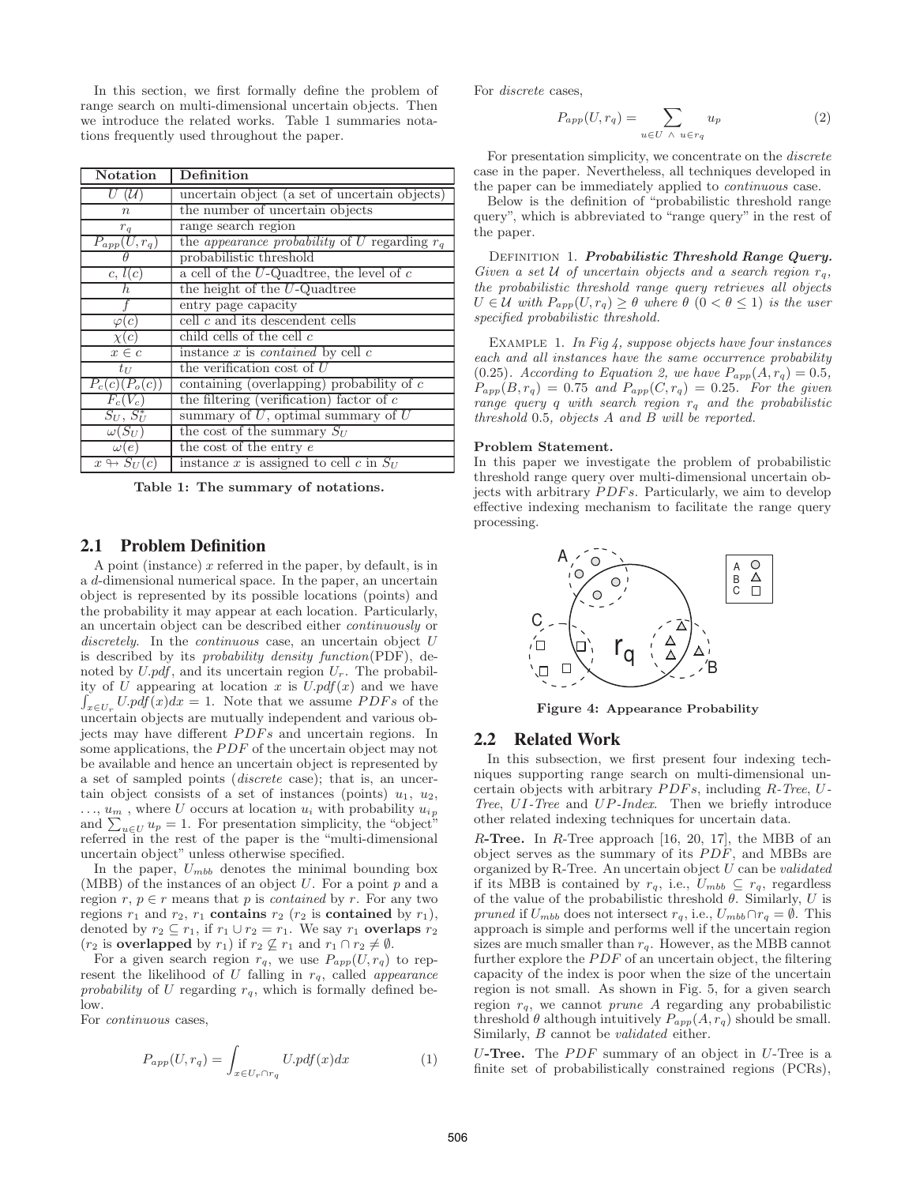In this section, we first formally define the problem of range search on multi-dimensional uncertain objects. Then we introduce the related works. Table 1 summaries notations frequently used throughout the paper.

| Notation | Definition |
|---|---|
| $U$ ($\mathcal{U}$) | uncertain object (a set of uncertain objects) |
| $n$ | the number of uncertain objects |
| $r_q$ | range search region |
| $P_{app}(U, r_q)$ | the *appearance probability* of $U$ regarding $r_q$ |
| $\theta$ | probabilistic threshold |
| $c$, $l(c)$ | a cell of the $U$-Quadtree, the level of $c$ |
| $h$ | the height of the $U$-Quadtree |
| $f$ | entry page capacity |
| $\varphi(c)$ | cell $c$ and its descendent cells |
| $\chi(c)$ | child cells of the cell $c$ |
| $x \in c$ | instance $x$ is *contained* by cell $c$ |
| $t_U$ | the verification cost of $U$ |
| $P_c(c)(P_o(c))$ | containing (overlapping) probability of $c$ |
| $F_c(V_c)$ | the filtering (verification) factor of $c$ |
| $S_U$, $S_U^*$ | summary of $U$, optimal summary of $U$ |
| $\omega(S_U)$ | the cost of the summary $S_U$ |
| $\omega(e)$ | the cost of the entry $e$ |
| $x \looparrowright S_U(c)$ | instance $x$ is assigned to cell $c$ in $S_U$ |

**Table 1: The summary of notations.**

## 2.1 Problem Definition

A point (instance) $x$ referred in the paper, by default, is in a $d$-dimensional numerical space. In the paper, an uncertain object is represented by its possible locations (points) and the probability it may appear at each location. Particularly, an uncertain object can be described either *continuously* or *discretely*. In the *continuous* case, an uncertain object $U$ is described by its *probability density function*(PDF), denoted by $U.pdf$, and its uncertain region $U_r$. The probability of $U$ appearing at location $x$ is $U.pdf(x)$ and we have $\int_{x \in U_r} U.pdf(x)dx = 1$. Note that we assume $PDFs$ of the uncertain objects are mutually independent and various objects may have different $PDFs$ and uncertain regions. In some applications, the $PDF$ of the uncertain object may not be available and hence an uncertain object is represented by a set of sampled points (*discrete* case); that is, an uncertain object consists of a set of instances (points) $u_1$, $u_2$, $\ldots$, $u_m$ , where $U$ occurs at location $u_i$ with probability $u_{i_p}$ and $\sum_{u \in U} u_p = 1$. For presentation simplicity, the "object" referred in the rest of the paper is the "multi-dimensional uncertain object" unless otherwise specified.

In the paper, $U_{mbb}$ denotes the minimal bounding box (MBB) of the instances of an object $U$. For a point $p$ and a region $r$, $p \in r$ means that $p$ is *contained* by $r$. For any two regions $r_1$ and $r_2$, $r_1$ **contains** $r_2$ ($r_2$ is **contained** by $r_1$), denoted by $r_2 \subseteq r_1$, if $r_1 \cup r_2 = r_1$. We say $r_1$ **overlaps** $r_2$ ($r_2$ is **overlapped** by $r_1$) if $r_2 \not\subseteq r_1$ and $r_1 \cap r_2 \neq \emptyset$.

For a given search region $r_q$, we use $P_{app}(U, r_q)$ to represent the likelihood of $U$ falling in $r_q$, called *appearance probability* of $U$ regarding $r_q$, which is formally defined below.

For *continuous* cases,

$$P_{app}(U, r_q) = \int_{x \in U_r \cap r_q} U.pdf(x)dx \quad (1)$$

For *discrete* cases,

$$P_{app}(U, r_q) = \sum_{u \in U \ \wedge \ u \in r_q} u_p \quad (2)$$

For presentation simplicity, we concentrate on the *discrete* case in the paper. Nevertheless, all techniques developed in the paper can be immediately applied to *continuous* case.

Below is the definition of "probabilistic threshold range query", which is abbreviated to "range query" in the rest of the paper.

Definition 1. ***Probabilistic Threshold Range Query.*** *Given a set $\mathcal{U}$ of uncertain objects and a search region $r_q$, the probabilistic threshold range query retrieves all objects $U \in \mathcal{U}$ with $P_{app}(U, r_q) \geq \theta$ where $\theta$ ($0 < \theta \leq 1$) is the user specified probabilistic threshold.*

Example 1. *In Fig 4, suppose objects have four instances each and all instances have the same occurrence probability (0.25). According to Equation 2, we have $P_{app}(A, r_q) = 0.5$, $P_{app}(B, r_q) = 0.75$ and $P_{app}(C, r_q) = 0.25$. For the given range query $q$ with search region $r_q$ and the probabilistic threshold 0.5, objects $A$ and $B$ will be reported.*

**Problem Statement.**
In this paper we investigate the problem of probabilistic threshold range query over multi-dimensional uncertain objects with arbitrary $PDFs$. Particularly, we aim to develop effective indexing mechanism to facilitate the range query processing.

**Figure 4: Appearance Probability**

## 2.2 Related Work

In this subsection, we first present four indexing techniques supporting range search on multi-dimensional uncertain objects with arbitrary $PDFs$, including *R-Tree*, *U-Tree*, *UI-Tree* and *UP-Index*. Then we briefly introduce other related indexing techniques for uncertain data.

*R***-Tree.** In *R*-Tree approach [16, 20, 17], the MBB of an object serves as the summary of its $PDF$, and MBBs are organized by R-Tree. An uncertain object $U$ can be *validated* if its MBB is contained by $r_q$, i.e., $U_{mbb} \subseteq r_q$, regardless of the value of the probabilistic threshold $\theta$. Similarly, $U$ is *pruned* if $U_{mbb}$ does not intersect $r_q$, i.e., $U_{mbb} \cap r_q = \emptyset$. This approach is simple and performs well if the uncertain region sizes are much smaller than $r_q$. However, as the MBB cannot further explore the $PDF$ of an uncertain object, the filtering capacity of the index is poor when the size of the uncertain region is not small. As shown in Fig. 5, for a given search region $r_q$, we cannot *prune* $A$ regarding any probabilistic threshold $\theta$ although intuitively $P_{app}(A, r_q)$ should be small. Similarly, $B$ cannot be *validated* either.

*U***-Tree.** The $PDF$ summary of an object in $U$-Tree is a finite set of probabilistically constrained regions (PCRs),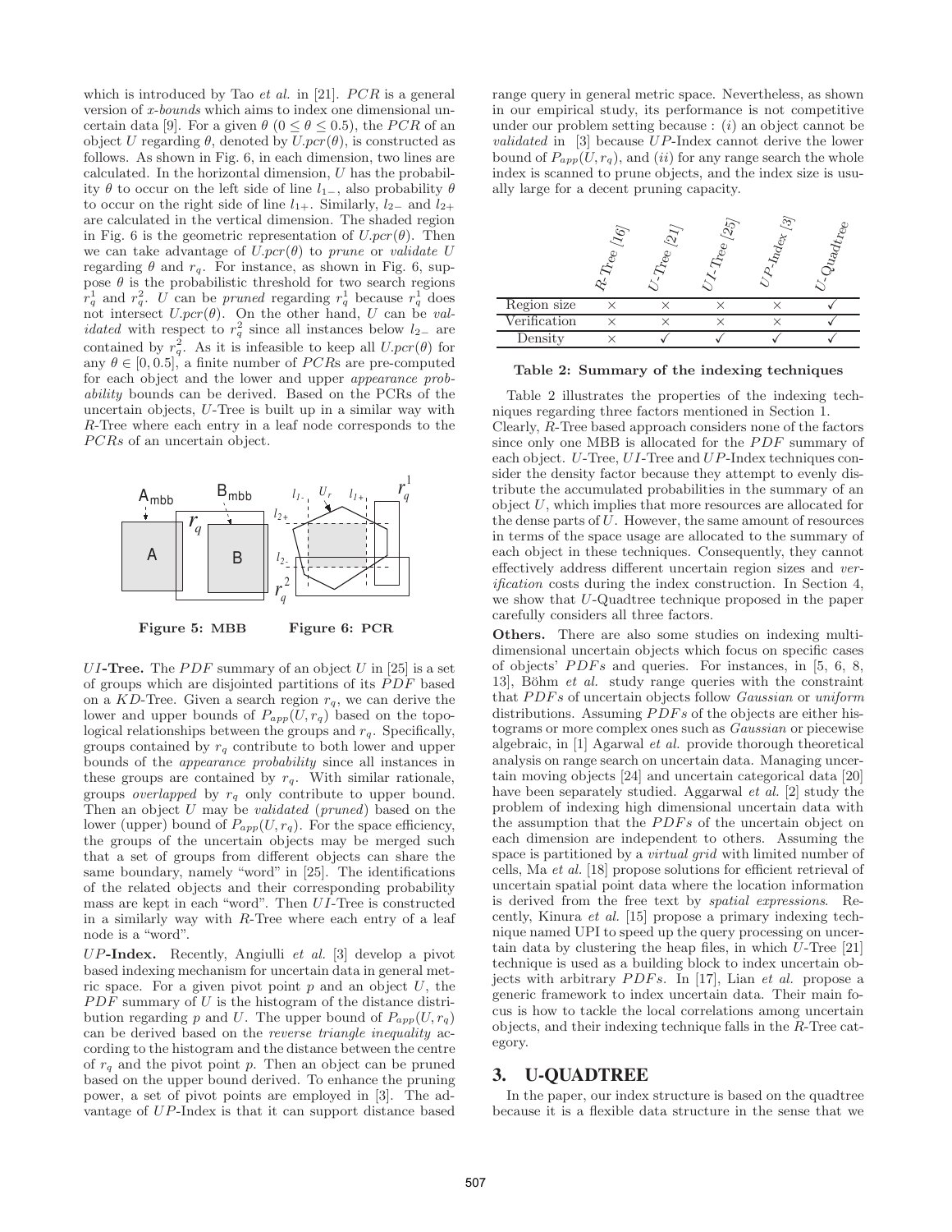which is introduced by Tao *et al.* in [21]. $PCR$ is a general version of *x-bounds* which aims to index one dimensional uncertain data [9]. For a given $\theta$ ($0 \leq \theta \leq 0.5$), the $PCR$ of an object $U$ regarding $\theta$, denoted by $U.pcr(\theta)$, is constructed as follows. As shown in Fig. 6, in each dimension, two lines are calculated. In the horizontal dimension, $U$ has the probability $\theta$ to occur on the left side of line $l_{1-}$, also probability $\theta$ to occur on the right side of line $l_{1+}$. Similarly, $l_{2-}$ and $l_{2+}$ are calculated in the vertical dimension. The shaded region in Fig. 6 is the geometric representation of $U.pcr(\theta)$. Then we can take advantage of $U.pcr(\theta)$ to *prune* or *validate* $U$ regarding $\theta$ and $r_q$. For instance, as shown in Fig. 6, suppose $\theta$ is the probabilistic threshold for two search regions $r_q^1$ and $r_q^2$. $U$ can be *pruned* regarding $r_q^1$ because $r_q^1$ does not intersect $U.pcr(\theta)$. On the other hand, $U$ can be *validated* with respect to $r_q^2$ since all instances below $l_{2-}$ are contained by $r_q^2$. As it is infeasible to keep all $U.pcr(\theta)$ for any $\theta \in [0, 0.5]$, a finite number of $PCRs$ are pre-computed for each object and the lower and upper *appearance probability* bounds can be derived. Based on the PCRs of the uncertain objects, $U$-Tree is built up in a similar way with $R$-Tree where each entry in a leaf node corresponds to the $PCRs$ of an uncertain object.

**Figure 5: MBB** **Figure 6: PCR**

**$UI$-Tree.** The $PDF$ summary of an object $U$ in [25] is a set of groups which are disjointed partitions of its $PDF$ based on a $KD$-Tree. Given a search region $r_q$, we can derive the lower and upper bounds of $P_{app}(U, r_q)$ based on the topological relationships between the groups and $r_q$. Specifically, groups contained by $r_q$ contribute to both lower and upper bounds of the *appearance probability* since all instances in these groups are contained by $r_q$. With similar rationale, groups *overlapped* by $r_q$ only contribute to upper bound. Then an object $U$ may be *validated* (*pruned*) based on the lower (upper) bound of $P_{app}(U, r_q)$. For the space efficiency, the groups of the uncertain objects may be merged such that a set of groups from different objects can share the same boundary, namely "word" in [25]. The identifications of the related objects and their corresponding probability mass are kept in each "word". Then $UI$-Tree is constructed in a similarly way with $R$-Tree where each entry of a leaf node is a "word".

**$UP$-Index.** Recently, Angiulli *et al.* [3] develop a pivot based indexing mechanism for uncertain data in general metric space. For a given pivot point $p$ and an object $U$, the $PDF$ summary of $U$ is the histogram of the distance distribution regarding $p$ and $U$. The upper bound of $P_{app}(U, r_q)$ can be derived based on the *reverse triangle inequality* according to the histogram and the distance between the centre of $r_q$ and the pivot point $p$. Then an object can be pruned based on the upper bound derived. To enhance the pruning power, a set of pivot points are employed in [3]. The advantage of $UP$-Index is that it can support distance based range query in general metric space. Nevertheless, as shown in our empirical study, its performance is not competitive under our problem setting because : ($i$) an object cannot be *validated* in [3] because $UP$-Index cannot derive the lower bound of $P_{app}(U, r_q)$, and ($ii$) for any range search the whole index is scanned to prune objects, and the index size is usually large for a decent pruning capacity.

| | $R$-Tree [16] | $U$-Tree [21] | $UI$-Tree [25] | $UP$-Index [3] | $U$-Quadtree |
|---|---|---|---|---|---|
| Region size | × | × | × | × | ✓ |
| Verification | × | × | × | × | ✓ |
| Density | × | ✓ | ✓ | ✓ | ✓ |

**Table 2: Summary of the indexing techniques**

Table 2 illustrates the properties of the indexing techniques regarding three factors mentioned in Section 1. Clearly, $R$-Tree based approach considers none of the factors since only one MBB is allocated for the $PDF$ summary of each object. $U$-Tree, $UI$-Tree and $UP$-Index techniques consider the density factor because they attempt to evenly distribute the accumulated probabilities in the summary of an object $U$, which implies that more resources are allocated for the dense parts of $U$. However, the same amount of resources in terms of the space usage are allocated to the summary of each object in these techniques. Consequently, they cannot effectively address different uncertain region sizes and *verification* costs during the index construction. In Section 4, we show that $U$-Quadtree technique proposed in the paper carefully considers all three factors.

**Others.** There are also some studies on indexing multi-dimensional uncertain objects which focus on specific cases of objects' $PDFs$ and queries. For instances, in [5, 6, 8, 13], Böhm *et al.* study range queries with the constraint that $PDFs$ of uncertain objects follow *Gaussian* or *uniform* distributions. Assuming $PDFs$ of the objects are either histograms or more complex ones such as *Gaussian* or piecewise algebraic, in [1] Agarwal *et al.* provide thorough theoretical analysis on range search on uncertain data. Managing uncertain moving objects [24] and uncertain categorical data [20] have been separately studied. Aggarwal *et al.* [2] study the problem of indexing high dimensional uncertain data with the assumption that the $PDFs$ of the uncertain object on each dimension are independent to others. Assuming the space is partitioned by a *virtual grid* with limited number of cells, Ma *et al.* [18] propose solutions for efficient retrieval of uncertain spatial point data where the location information is derived from the free text by *spatial expressions*. Recently, Kinura *et al.* [15] propose a primary indexing technique named UPI to speed up the query processing on uncertain data by clustering the heap files, in which $U$-Tree [21] technique is used as a building block to index uncertain objects with arbitrary $PDFs$. In [17], Lian *et al.* propose a generic framework to index uncertain data. Their main focus is how to tackle the local correlations among uncertain objects, and their indexing technique falls in the $R$-Tree category.

## 3. U-QUADTREE

In the paper, our index structure is based on the quadtree because it is a flexible data structure in the sense that we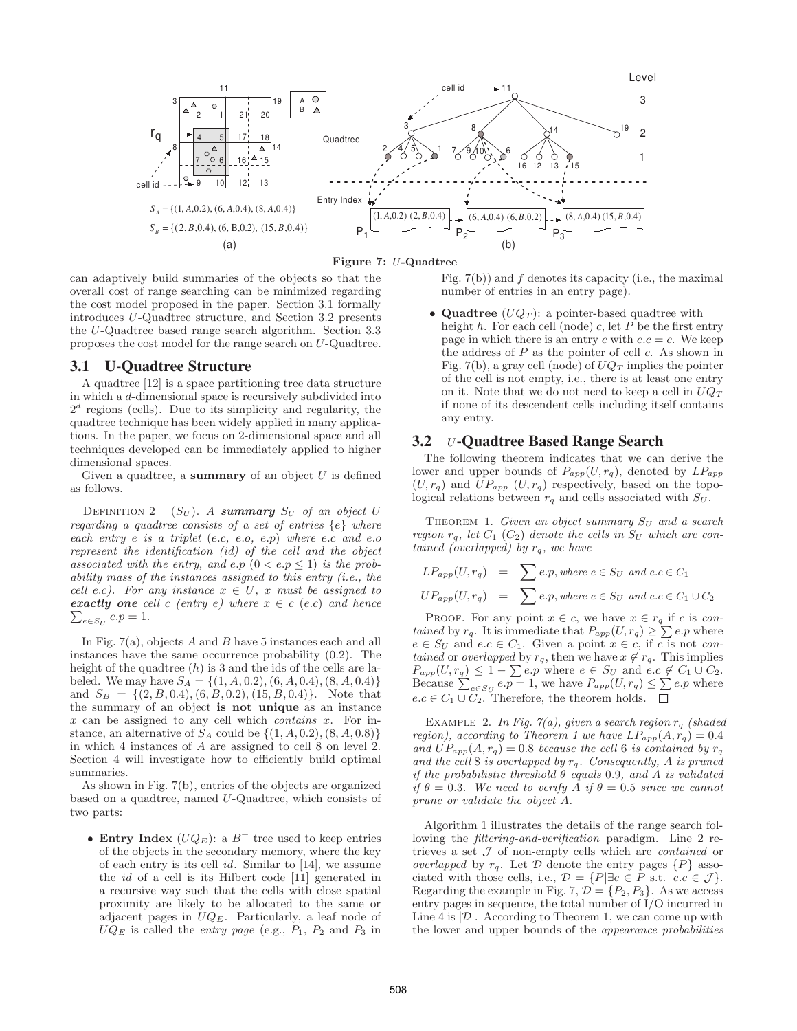Figure 7: $U$-Quadtree

can adaptively build summaries of the objects so that the overall cost of range searching can be minimized regarding the cost model proposed in the paper. Section 3.1 formally introduces $U$-Quadtree structure, and Section 3.2 presents the $U$-Quadtree based range search algorithm. Section 3.3 proposes the cost model for the range search on $U$-Quadtree.

## 3.1 U-Quadtree Structure

A quadtree [12] is a space partitioning tree data structure in which a $d$-dimensional space is recursively subdivided into $2^d$ regions (cells). Due to its simplicity and regularity, the quadtree technique has been widely applied in many applications. In the paper, we focus on 2-dimensional space and all techniques developed can be immediately applied to higher dimensional spaces.

Given a quadtree, a **summary** of an object $U$ is defined as follows.

DEFINITION 2 ($S_U$). *A **summary** $S_U$ of an object $U$ regarding a quadtree consists of a set of entries $\{e\}$ where each entry $e$ is a triplet $(e.c, e.o, e.p)$ where $e.c$ and $e.o$ represent the identification (id) of the cell and the object associated with the entry, and $e.p$ $(0 < e.p \leq 1)$ is the probability mass of the instances assigned to this entry (i.e., the cell $e.c$). For any instance $x \in U$, $x$ must be assigned to **exactly one** cell $c$ (entry $e$) where $x \in c$ ($e.c$) and hence $\sum_{e \in S_U} e.p = 1$.*

In Fig. 7(a), objects $A$ and $B$ have 5 instances each and all instances have the same occurrence probability (0.2). The height of the quadtree ($h$) is 3 and the ids of the cells are labeled. We may have $S_A = \{(1, A, 0.2), (6, A, 0.4), (8, A, 0.4)\}$ and $S_B = \{(2, B, 0.4), (6, B, 0.2), (15, B, 0.4)\}$. Note that the summary of an object **is not unique** as an instance $x$ can be assigned to any cell which *contains* $x$. For instance, an alternative of $S_A$ could be $\{(1, A, 0.2), (8, A, 0.8)\}$ in which 4 instances of $A$ are assigned to cell 8 on level 2. Section 4 will investigate how to efficiently build optimal summaries.

As shown in Fig. 7(b), entries of the objects are organized based on a quadtree, named $U$-Quadtree, which consists of two parts:

- **Entry Index** ($UQ_E$): a $B^+$ tree used to keep entries of the objects in the secondary memory, where the key of each entry is its cell *id*. Similar to [14], we assume the *id* of a cell is its Hilbert code [11] generated in a recursive way such that the cells with close spatial proximity are likely to be allocated to the same or adjacent pages in $UQ_E$. Particularly, a leaf node of $UQ_E$ is called the *entry page* (e.g., $P_1$, $P_2$ and $P_3$ in Fig. 7(b)) and $f$ denotes its capacity (i.e., the maximal number of entries in an entry page).
- **Quadtree** ($UQ_T$): a pointer-based quadtree with height $h$. For each cell (node) $c$, let $P$ be the first entry page in which there is an entry $e$ with $e.c = c$. We keep the address of $P$ as the pointer of cell $c$. As shown in Fig. 7(b), a gray cell (node) of $UQ_T$ implies the pointer of the cell is not empty, i.e., there is at least one entry on it. Note that we do not need to keep a cell in $UQ_T$ if none of its descendent cells including itself contains any entry.

## 3.2 $U$-Quadtree Based Range Search

The following theorem indicates that we can derive the lower and upper bounds of $P_{app}(U, r_q)$, denoted by $LP_{app}$ $(U, r_q)$ and $UP_{app}$ $(U, r_q)$ respectively, based on the topological relations between $r_q$ and cells associated with $S_U$.

THEOREM 1. *Given an object summary $S_U$ and a search region $r_q$, let $C_1$ ($C_2$) denote the cells in $S_U$ which are contained (overlapped) by $r_q$, we have*

$$LP_{app}(U, r_q) = \sum e.p, \text{where } e \in S_U \text{ and } e.c \in C_1$$

$$UP_{app}(U, r_q) = \sum e.p, \text{where } e \in S_U \text{ and } e.c \in C_1 \cup C_2$$

PROOF. For any point $x \in c$, we have $x \in r_q$ if $c$ is *contained* by $r_q$. It is immediate that $P_{app}(U, r_q) \geq \sum e.p$ where $e \in S_U$ and $e.c \in C_1$. Given a point $x \in c$, if $c$ is not *contained* or *overlapped* by $r_q$, then we have $x \notin r_q$. This implies $P_{app}(U, r_q) \leq 1 - \sum e.p$ where $e \in S_U$ and $e.c \notin C_1 \cup C_2$. Because $\sum_{e \in S_U} e.p = 1$, we have $P_{app}(U, r_q) \leq \sum e.p$ where $e.c \in C_1 \cup C_2$. Therefore, the theorem holds. □

EXAMPLE 2. *In Fig. 7(a), given a search region $r_q$ (shaded region), according to Theorem 1 we have $LP_{app}(A, r_q) = 0.4$ and $UP_{app}(A, r_q) = 0.8$ because the cell 6 is contained by $r_q$ and the cell 8 is overlapped by $r_q$. Consequently, $A$ is pruned if the probabilistic threshold $\theta$ equals 0.9, and $A$ is validated if $\theta = 0.3$. We need to verify $A$ if $\theta = 0.5$ since we cannot prune or validate the object $A$.*

Algorithm 1 illustrates the details of the range search following the *filtering-and-verification* paradigm. Line 2 retrieves a set $\mathcal{J}$ of non-empty cells which are *contained* or *overlapped* by $r_q$. Let $\mathcal{D}$ denote the entry pages $\{P\}$ associated with those cells, i.e., $\mathcal{D} = \{P | \exists e \in P \text{ s.t. } e.c \in \mathcal{J}\}$. Regarding the example in Fig. 7, $\mathcal{D} = \{P_2, P_3\}$. As we access entry pages in sequence, the total number of I/O incurred in Line 4 is $|\mathcal{D}|$. According to Theorem 1, we can come up with the lower and upper bounds of the *appearance probabilities*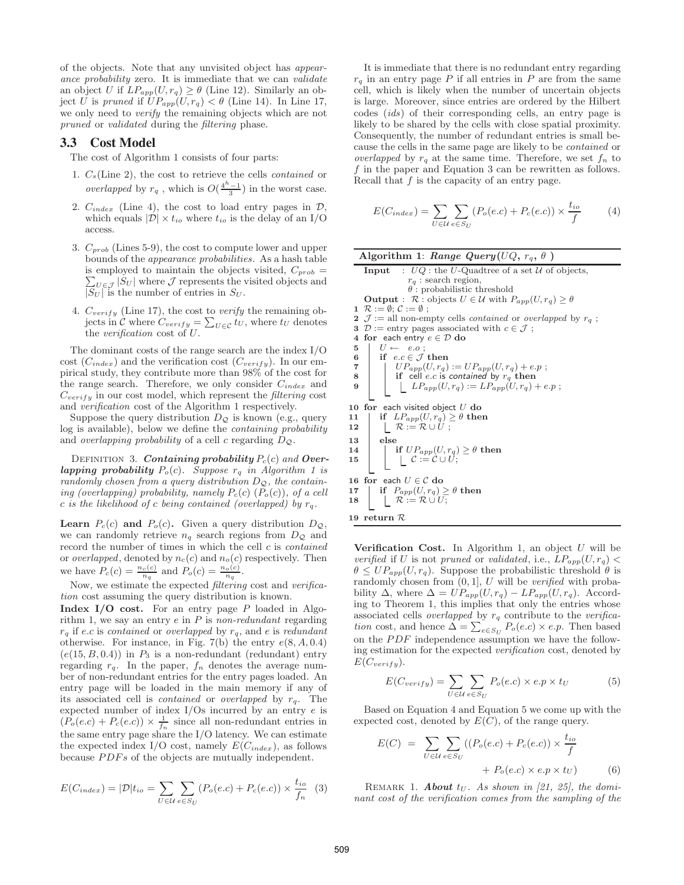of the objects. Note that any unvisited object has *appearance probability* zero. It is immediate that we can *validate* an object $U$ if $LP_{app}(U, r_q) \geq \theta$ (Line 12). Similarly an object $U$ is *pruned* if $UP_{app}(U, r_q) < \theta$ (Line 14). In Line 17, we only need to *verify* the remaining objects which are not *pruned* or *validated* during the *filtering* phase.

## 3.3 Cost Model

The cost of Algorithm 1 consists of four parts:

1. $C_s$(Line 2), the cost to retrieve the cells *contained* or *overlapped* by $r_q$ , which is $O(\frac{4^h-1}{3})$ in the worst case.
2. $C_{index}$ (Line 4), the cost to load entry pages in $\mathcal{D}$, which equals $|\mathcal{D}| \times t_{io}$ where $t_{io}$ is the delay of an I/O access.
3. $C_{prob}$ (Lines 5-9), the cost to compute lower and upper bounds of the *appearance probabilities*. As a hash table is employed to maintain the objects visited, $C_{prob} = \sum_{U \in \mathcal{J}} |S_U|$ where $\mathcal{J}$ represents the visited objects and $|S_U|$ is the number of entries in $S_U$.
4. $C_{verify}$ (Line 17), the cost to *verify* the remaining objects in $\mathcal{C}$ where $C_{verify} = \sum_{U \in \mathcal{C}} t_U$, where $t_U$ denotes the *verification* cost of $U$.

The dominant costs of the range search are the index I/O cost ($C_{index}$) and the verification cost ($C_{verify}$). In our empirical study, they contribute more than 98% of the cost for the range search. Therefore, we only consider $C_{index}$ and $C_{verify}$ in our cost model, which represent the *filtering* cost and *verification* cost of the Algorithm 1 respectively.

Suppose the query distribution $D_{\mathcal{Q}}$ is known (e.g., query log is available), below we define the *containing probability* and *overlapping probability* of a cell $c$ regarding $D_{\mathcal{Q}}$.

Definition 3. ***Containing probability*** $P_c(c)$ ***and Overlapping probability*** $P_o(c)$. *Suppose $r_q$ in Algorithm 1 is randomly chosen from a query distribution $D_{\mathcal{Q}}$, the containing (overlapping) probability, namely $P_c(c)$ ($P_o(c)$), of a cell $c$ is the likelihood of $c$ being contained (overlapped) by $r_q$.*

**Learn $P_c(c)$ and $P_o(c)$.** Given a query distribution $D_{\mathcal{Q}}$, we can randomly retrieve $n_q$ search regions from $D_{\mathcal{Q}}$ and record the number of times in which the cell $c$ is *contained* or *overlapped*, denoted by $n_c(c)$ and $n_o(c)$ respectively. Then we have $P_c(c) = \frac{n_c(c)}{n_q}$ and $P_o(c) = \frac{n_o(c)}{n_q}$.

Now, we estimate the expected *filtering* cost and *verification* cost assuming the query distribution is known.

**Index I/O cost.** For an entry page $P$ loaded in Algorithm 1, we say an entry $e$ in $P$ is *non-redundant* regarding $r_q$ if $e.c$ is *contained* or *overlapped* by $r_q$, and $e$ is *redundant* otherwise. For instance, in Fig. 7(b) the entry $e(8, A, 0.4)$ ($e(15, B, 0.4)$) in $P_3$ is a non-redundant (redundant) entry regarding $r_q$. In the paper, $f_n$ denotes the average number of non-redundant entries for the entry pages loaded. An entry page will be loaded in the main memory if any of its associated cell is *contained* or *overlapped* by $r_q$. The expected number of index I/Os incurred by an entry $e$ is $(P_o(e.c) + P_c(e.c)) \times \frac{1}{f_n}$ since all non-redundant entries in the same entry page share the I/O latency. We can estimate the expected index I/O cost, namely $E(C_{index})$, as follows because $PDF$s of the objects are mutually independent.

$$E(C_{index}) = |\mathcal{D}|t_{io} = \sum_{U \in \mathcal{U}} \sum_{e \in S_U} (P_o(e.c) + P_c(e.c)) \times \frac{t_{io}}{f_n} \quad (3)$$

It is immediate that there is no redundant entry regarding $r_q$ in an entry page $P$ if all entries in $P$ are from the same cell, which is likely when the number of uncertain objects is large. Moreover, since entries are ordered by the Hilbert codes ($ids$) of their corresponding cells, an entry page is likely to be shared by the cells with close spatial proximity. Consequently, the number of redundant entries is small because the cells in the same page are likely to be *contained* or *overlapped* by $r_q$ at the same time. Therefore, we set $f_n$ to $f$ in the paper and Equation 3 can be rewritten as follows. Recall that $f$ is the capacity of an entry page.

$$E(C_{index}) = \sum_{U \in \mathcal{U}} \sum_{e \in S_U} (P_o(e.c) + P_c(e.c)) \times \frac{t_{io}}{f} \quad (4)$$

**Algorithm 1**: ***Range Query***($UQ$, $r_q$, $\theta$ )

```
  Input   : UQ : the U-Quadtree of a set U of objects,
            r_q : search region,
            θ : probabilistic threshold
  Output  : R : objects U ∈ U with P_app(U, r_q) ≥ θ
1  R := ∅; C := ∅ ;
2  J := all non-empty cells contained or overlapped by r_q ;
3  D := entry pages associated with c ∈ J ;
4  for each entry e ∈ D do
5      U ← e.o ;
6      if e.c ∈ J then
7          UP_app(U, r_q) := UP_app(U, r_q) + e.p ;
8          if cell e.c is contained by r_q then
9              LP_app(U, r_q) := LP_app(U, r_q) + e.p ;
10 for each visited object U do
11     if LP_app(U, r_q) ≥ θ then
12         R := R ∪ U ;
13     else
14         if UP_app(U, r_q) ≥ θ then
15             C := C ∪ U;
16 for each U ∈ C do
17     if P_app(U, r_q) ≥ θ then
18         R := R ∪ U;
19 return R
```

**Verification Cost.** In Algorithm 1, an object $U$ will be *verified* if $U$ is not *pruned* or *validated*, i.e., $LP_{app}(U, r_q) < \theta \leq UP_{app}(U, r_q)$. Suppose the probabilistic threshold $\theta$ is randomly chosen from $(0, 1]$, $U$ will be *verified* with probability $\Delta$, where $\Delta = UP_{app}(U, r_q) - LP_{app}(U, r_q)$. According to Theorem 1, this implies that only the entries whose associated cells *overlapped* by $r_q$ contribute to the *verification* cost, and hence $\Delta = \sum_{e \in S_U} P_o(e.c) \times e.p$. Then based on the $PDF$ independence assumption we have the following estimation for the expected *verification* cost, denoted by $E(C_{verify})$.

$$E(C_{verify}) = \sum_{U \in \mathcal{U}} \sum_{e \in S_U} P_o(e.c) \times e.p \times t_U \quad (5)$$

Based on Equation 4 and Equation 5 we come up with the expected cost, denoted by $E(C)$, of the range query.

$$E(C) = \sum_{U \in \mathcal{U}} \sum_{e \in S_U} ((P_o(e.c) + P_c(e.c)) \times \frac{t_{io}}{f} + P_o(e.c) \times e.p \times t_U) \quad (6)$$

Remark 1. ***About*** $t_U$. *As shown in [21, 25], the dominant cost of the verification comes from the sampling of the*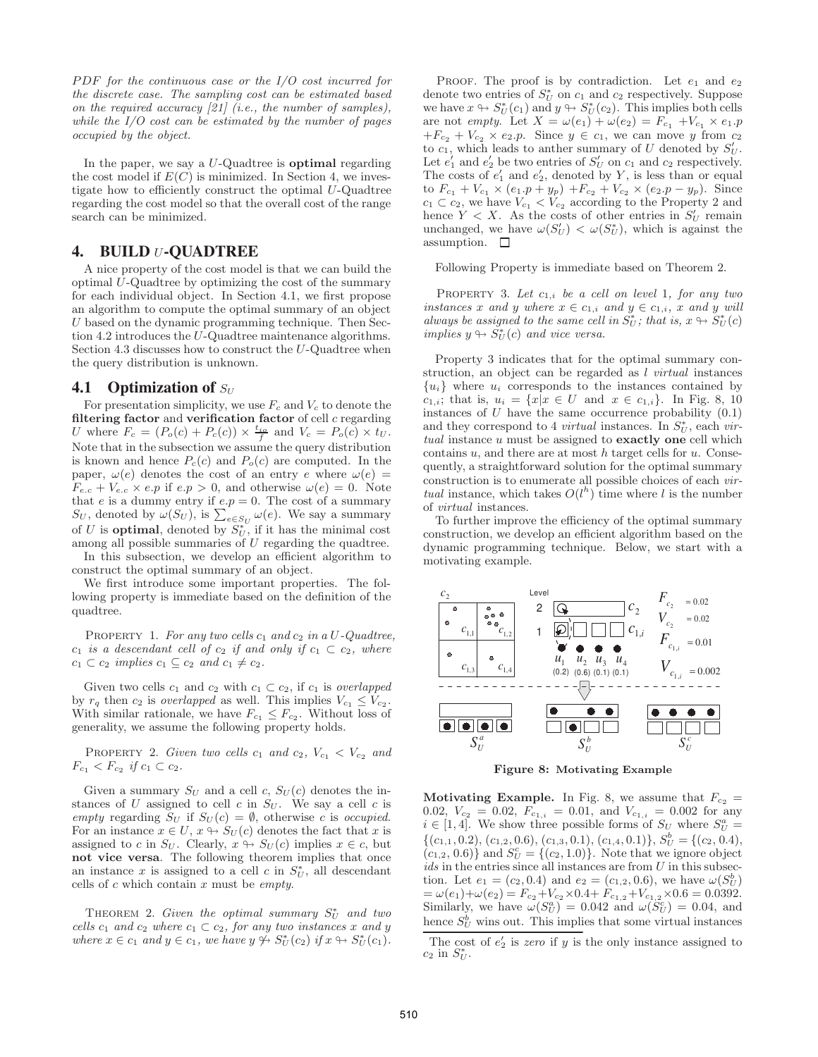*PDF for the continuous case or the I/O cost incurred for the discrete case. The sampling cost can be estimated based on the required accuracy [21] (i.e., the number of samples), while the I/O cost can be estimated by the number of pages occupied by the object.*

In the paper, we say a $U$-Quadtree is **optimal** regarding the cost model if $E(C)$ is minimized. In Section 4, we investigate how to efficiently construct the optimal $U$-Quadtree regarding the cost model so that the overall cost of the range search can be minimized.

## 4. BUILD $U$-QUADTREE

A nice property of the cost model is that we can build the optimal $U$-Quadtree by optimizing the cost of the summary for each individual object. In Section 4.1, we first propose an algorithm to compute the optimal summary of an object $U$ based on the dynamic programming technique. Then Section 4.2 introduces the $U$-Quadtree maintenance algorithms. Section 4.3 discusses how to construct the $U$-Quadtree when the query distribution is unknown.

### 4.1 Optimization of $S_U$

For presentation simplicity, we use $F_c$ and $V_c$ to denote the **filtering factor** and **verification factor** of cell $c$ regarding $U$ where $F_c = (P_o(c) + P_c(c)) \times \frac{t_{io}}{f}$ and $V_c = P_o(c) \times t_U$. Note that in the subsection we assume the query distribution is known and hence $P_c(c)$ and $P_o(c)$ are computed. In the paper, $\omega(e)$ denotes the cost of an entry $e$ where $\omega(e) = F_{e.c} + V_{e.c} \times e.p$ if $e.p > 0$, and otherwise $\omega(e) = 0$. Note that $e$ is a dummy entry if $e.p = 0$. The cost of a summary $S_U$, denoted by $\omega(S_U)$, is $\sum_{e \in S_U} \omega(e)$. We say a summary of $U$ is **optimal**, denoted by $S_U^*$, if it has the minimal cost among all possible summaries of $U$ regarding the quadtree.

In this subsection, we develop an efficient algorithm to construct the optimal summary of an object.

We first introduce some important properties. The following property is immediate based on the definition of the quadtree.

PROPERTY 1. *For any two cells $c_1$ and $c_2$ in a $U$-Quadtree, $c_1$ is a descendant cell of $c_2$ if and only if $c_1 \subset c_2$, where $c_1 \subset c_2$ implies $c_1 \subseteq c_2$ and $c_1 \neq c_2$.*

Given two cells $c_1$ and $c_2$ with $c_1 \subset c_2$, if $c_1$ is *overlapped* by $r_q$ then $c_2$ is *overlapped* as well. This implies $V_{c_1} \leq V_{c_2}$. With similar rationale, we have $F_{c_1} \leq F_{c_2}$. Without loss of generality, we assume the following property holds.

PROPERTY 2. *Given two cells $c_1$ and $c_2$, $V_{c_1} < V_{c_2}$ and $F_{c_1} < F_{c_2}$ if $c_1 \subset c_2$.*

Given a summary $S_U$ and a cell $c$, $S_U(c)$ denotes the instances of $U$ assigned to cell $c$ in $S_U$. We say a cell $c$ is *empty* regarding $S_U$ if $S_U(c) = \emptyset$, otherwise $c$ is *occupied*. For an instance $x \in U$, $x \looparrowright S_U(c)$ denotes the fact that $x$ is assigned to $c$ in $S_U$. Clearly, $x \looparrowright S_U(c)$ implies $x \in c$, but **not vice versa**. The following theorem implies that once an instance $x$ is assigned to a cell $c$ in $S_U^*$, all descendant cells of $c$ which contain $x$ must be *empty*.

THEOREM 2. *Given the optimal summary $S_U^*$ and two cells $c_1$ and $c_2$ where $c_1 \subset c_2$, for any two instances $x$ and $y$ where $x \in c_1$ and $y \in c_1$, we have $y \not\looparrowright S_U^*(c_2)$ if $x \looparrowright S_U^*(c_1)$.*

PROOF. The proof is by contradiction. Let $e_1$ and $e_2$ denote two entries of $S_U^*$ on $c_1$ and $c_2$ respectively. Suppose we have $x \looparrowright S_U^*(c_1)$ and $y \looparrowright S_U^*(c_2)$. This implies both cells are not *empty*. Let $X = \omega(e_1) + \omega(e_2) = F_{c_1} + V_{c_1} \times e_1.p + F_{c_2} + V_{c_2} \times e_2.p$. Since $y \in c_1$, we can move $y$ from $c_2$ to $c_1$, which leads to anther summary of $U$ denoted by $S_U'$. Let $e_1'$ and $e_2'$ be two entries of $S_U'$ on $c_1$ and $c_2$ respectively. The costs of $e_1'$ and $e_2'$, denoted by $Y$, is less than or equal to $F_{c_1} + V_{c_1} \times (e_1.p + y_p) + F_{c_2} + V_{c_2} \times (e_2.p - y_p)$. Since $c_1 \subset c_2$, we have $V_{c_1} < V_{c_2}$ according to the Property 2 and hence $Y < X$. As the costs of other entries in $S_U'$ remain unchanged, we have $\omega(S_U') < \omega(S_U^*)$, which is against the assumption. $\square$

Following Property is immediate based on Theorem 2.

PROPERTY 3. *Let $c_{1,i}$ be a cell on level 1, for any two instances $x$ and $y$ where $x \in c_{1,i}$ and $y \in c_{1,i}$, $x$ and $y$ will always be assigned to the same cell in $S_U^*$; that is, $x \looparrowright S_U^*(c)$ implies $y \looparrowright S_U^*(c)$ and vice versa.*

Property 3 indicates that for the optimal summary construction, an object can be regarded as $l$ *virtual* instances $\{u_i\}$ where $u_i$ corresponds to the instances contained by $c_{1,i}$; that is, $u_i = \{x | x \in U \text{ and } x \in c_{1,i}\}$. In Fig. 8, 10 instances of $U$ have the same occurrence probability (0.1) and they correspond to 4 *virtual* instances. In $S_U^*$, each *virtual* instance $u$ must be assigned to **exactly one** cell which contains $u$, and there are at most $h$ target cells for $u$. Consequently, a straightforward solution for the optimal summary construction is to enumerate all possible choices of each *virtual* instance, which takes $O(l^h)$ time where $l$ is the number of *virtual* instances.

To further improve the efficiency of the optimal summary construction, we develop an efficient algorithm based on the dynamic programming technique. Below, we start with a motivating example.

**Figure 8: Motivating Example**

**Motivating Example.** In Fig. 8, we assume that $F_{c_2} = 0.02$, $V_{c_2} = 0.02$, $F_{c_{1,i}} = 0.01$, and $V_{c_{1,i}} = 0.002$ for any $i \in [1, 4]$. We show three possible forms of $S_U$ where $S_U^a = \{(c_{1,1}, 0.2), (c_{1,2}, 0.6), (c_{1,3}, 0.1), (c_{1,4}, 0.1)\}$, $S_U^b = \{(c_2, 0.4), (c_{1,2}, 0.6)\}$ and $S_U^c = \{(c_2, 1.0)\}$. Note that we ignore object *ids* in the entries since all instances are from $U$ in this subsection. Let $e_1 = (c_2, 0.4)$ and $e_2 = (c_{1,2}, 0.6)$, we have $\omega(S_U^b) = \omega(e_1) + \omega(e_2) = F_{c_2} + V_{c_2} \times 0.4 + F_{c_{1,2}} + V_{c_{1,2}} \times 0.6 = 0.0392$. Similarly, we have $\omega(S_U^a) = 0.042$ and $\omega(S_U^c) = 0.04$, and hence $S_U^b$ wins out. This implies that some virtual instances

The cost of $e_2'$ is *zero* if $y$ is the only instance assigned to $c_2$ in $S_U^*$.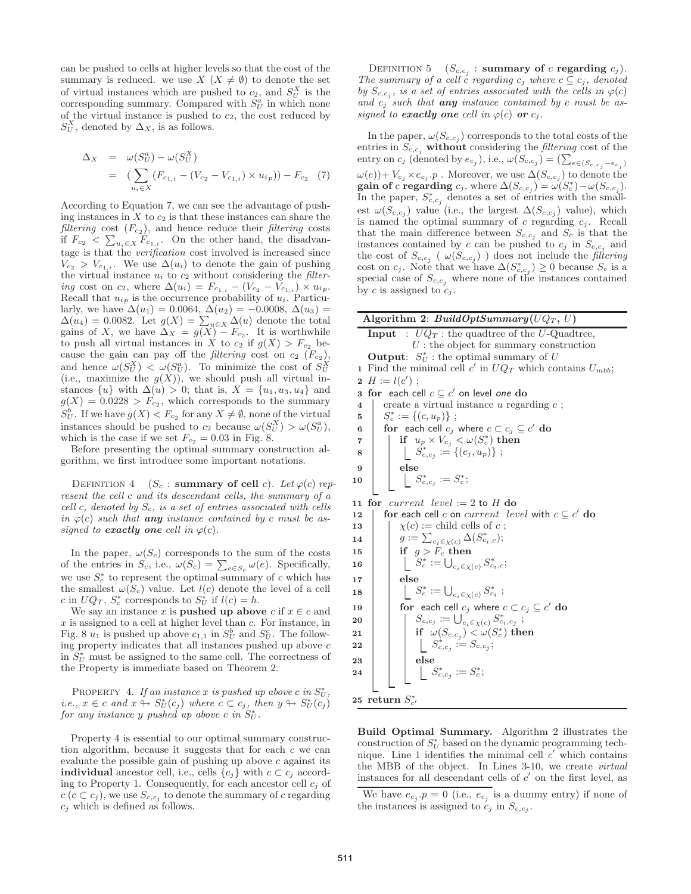can be pushed to cells at higher levels so that the cost of the summary is reduced. we use $X$ ($X \neq \emptyset$) to denote the set of virtual instances which are pushed to $c_2$, and $S_U^X$ is the corresponding summary. Compared with $S_U^a$ in which none of the virtual instance is pushed to $c_2$, the cost reduced by $S_U^X$, denoted by $\Delta_X$, is as follows.

$$\begin{aligned}\Delta_X &= \omega(S_U^a) - \omega(S_U^X) \\ &= (\sum_{u_i \in X}(F_{c_{1,i}} - (V_{c_2} - V_{c_{1,i}}) \times u_{ip})) - F_{c_2} \quad (7)\end{aligned}$$

According to Equation 7, we can see the advantage of pushing instances in $X$ to $c_2$ is that these instances can share the *filtering* cost ($F_{c_2}$), and hence reduce their *filtering* costs if $F_{c_2} < \sum_{u_i \in X} F_{c_{1,i}}$. On the other hand, the disadvantage is that the *verification* cost involved is increased since $V_{c_2} > V_{c_{1,i}}$. We use $\Delta(u_i)$ to denote the gain of pushing the virtual instance $u_i$ to $c_2$ without considering the *filtering* cost on $c_2$, where $\Delta(u_i) = F_{c_{1,i}} - (V_{c_2} - V_{c_{1,i}}) \times u_{ip}$. Recall that $u_{ip}$ is the occurrence probability of $u_i$. Particularly, we have $\Delta(u_1) = 0.0064$, $\Delta(u_2) = -0.0008$, $\Delta(u_3) = \Delta(u_4) = 0.0082$. Let $g(X) = \sum_{u \in X} \Delta(u)$ denote the total gains of $X$, we have $\Delta_X = g(X) - F_{c_2}$. It is worthwhile to push all virtual instances in $X$ to $c_2$ if $g(X) > F_{c_2}$ because the gain can pay off the *filtering* cost on $c_2$ ($F_{c_2}$), and hence $\omega(S_U^X) < \omega(S_U^a)$. To minimize the cost of $S_U^X$ (i.e., maximize the $g(X)$), we should push all virtual instances $\{u\}$ with $\Delta(u) > 0$; that is, $X = \{u_1, u_3, u_4\}$ and $g(X) = 0.0228 > F_{c_2}$, which corresponds to the summary $S_U^b$. If we have $g(X) < F_{c_2}$ for any $X \neq \emptyset$, none of the virtual instances should be pushed to $c_2$ because $\omega(S_U^X) > \omega(S_U^a)$, which is the case if we set $F_{c_2} = 0.03$ in Fig. 8.

Before presenting the optimal summary construction algorithm, we first introduce some important notations.

DEFINITION 4 ($S_c$ : **summary of cell** $c$). *Let $\varphi(c)$ represent the cell $c$ and its descendant cells, the summary of a cell $c$, denoted by $S_c$, is a set of entries associated with cells in $\varphi(c)$ such that **any** instance contained by $c$ must be assigned to **exactly one** cell in $\varphi(c)$.*

In the paper, $\omega(S_c)$ corresponds to the sum of the costs of the entries in $S_c$, i.e., $\omega(S_c) = \sum_{e \in S_c} \omega(e)$. Specifically, we use $S_c^*$ to represent the optimal summary of $c$ which has the smallest $\omega(S_c)$ value. Let $l(c)$ denote the level of a cell $c$ in $UQ_T$, $S_c^*$ corresponds to $S_U^*$ if $l(c) = h$.

We say an instance $x$ is **pushed up above** $c$ if $x \in c$ and $x$ is assigned to a cell at higher level than $c$. For instance, in Fig. 8 $u_1$ is pushed up above $c_{1,1}$ in $S_U^b$ and $S_U^c$. The following property indicates that all instances pushed up above $c$ in $S_U^*$ must be assigned to the same cell. The correctness of the Property is immediate based on Theorem 2.

PROPERTY 4. *If an instance $x$ is pushed up above $c$ in $S_U^*$, i.e., $x \in c$ and $x \looparrowright S_U^*(c_j)$ where $c \subset c_j$, then $y \looparrowright S_U^*(c_j)$ for any instance $y$ pushed up above $c$ in $S_U^*$.*

Property 4 is essential to our optimal summary construction algorithm, because it suggests that for each $c$ we can evaluate the possible gain of pushing up above $c$ against its **individual** ancestor cell, i.e., cells $\{c_j\}$ with $c \subset c_j$ according to Property 1. Consequently, for each ancestor cell $c_j$ of $c$ ($c \subset c_j$), we use $S_{c,c_j}$ to denote the summary of $c$ regarding $c_j$ which is defined as follows.

DEFINITION 5 ($S_{c,c_j}$ : **summary of** $c$ **regarding** $c_j$). *The summary of a cell $c$ regarding $c_j$ where $c \subseteq c_j$, denoted by $S_{c,c_j}$, is a set of entries associated with the cells in $\varphi(c)$ and $c_j$ such that **any** instance contained by $c$ must be assigned to **exactly one** cell in $\varphi(c)$ **or** $c_j$.*

In the paper, $\omega(S_{c,c_j})$ corresponds to the total costs of the entries in $S_{c,c_j}$ **without** considering the *filtering* cost of the entry on $c_j$ (denoted by $e_{c_j}$), i.e., $\omega(S_{c,c_j}) = (\sum_{e \in (S_{c,c_j} - e_{c_j})} \omega(e)) + V_{c_j} \times e_{c_j}.p$ . Moreover, we use $\Delta(S_{c,c_j})$ to denote the **gain of** $c$ **regarding** $c_j$, where $\Delta(S_{c,c_j}) = \omega(S_c^*) - \omega(S_{c,c_j})$. In the paper, $S_{c,c_j}^*$ denotes a set of entries with the smallest $\omega(S_{c,c_j})$ value (i.e., the largest $\Delta(S_{c,c_j})$ value), which is named the optimal summary of $c$ regarding $c_j$. Recall that the main difference between $S_{c,c_j}$ and $S_c$ is that the instances contained by $c$ can be pushed to $c_j$ in $S_{c,c_j}$ and the cost of $S_{c,c_j}$ ( $\omega(S_{c,c_j})$ ) does not include the *filtering* cost on $c_j$. Note that we have $\Delta(S_{c,c_j}^*) \geq 0$ because $S_c$ is a special case of $S_{c,c_j}$ where none of the instances contained by $c$ is assigned to $c_j$.

**Algorithm 2**: ***BuildOptSummary***($UQ_T$, $U$)

```
   Input  : UQ_T : the quadtree of the U-Quadtree,
            U : the object for summary construction
   Output: S*_U : the optimal summary of U
1  Find the minimal cell c' in UQ_T which contains U_mbb;
2  H := l(c') ;
3  for each cell c ⊆ c' on level one do
4      create a virtual instance u regarding c ;
5      S*_c := {(c, u_p)} ;
6      for each cell c_j where c ⊂ c_j ⊆ c' do
7          if u_p × V_{c_j} < ω(S*_c) then
8              S*_{c,c_j} := {(c_j, u_p)} ;
9          else
10             S*_{c,c_j} := S*_c;
11 for current level := 2 to H do
12     for each cell c on current level with c ⊆ c' do
13         χ(c) := child cells of c ;
14         g := Σ_{c_i ∈ χ(c)} Δ(S*_{c_i,c});
15         if g > F_c then
16             S*_c := ∪_{c_i ∈ χ(c)} S*_{c_i,c};
17         else
18             S*_c := ∪_{c_i ∈ χ(c)} S*_{c_i} ;
19         for each cell c_j where c ⊂ c_j ⊆ c' do
20             S_{c,c_j} := ∪_{c_i ∈ χ(c)} S*_{c_i,c_j} ;
21             if ω(S_{c,c_j}) < ω(S*_c) then
22                 S*_{c,c_j} := S_{c,c_j};
23             else
24                 S*_{c,c_j} := S*_c;
25 return S*_{c'}
```

**Build Optimal Summary.** Algorithm 2 illustrates the construction of $S_U^*$ based on the dynamic programming technique. Line 1 identifies the minimal cell $c'$ which contains the MBB of the object. In Lines 3-10, we create *virtual* instances for all descendant cells of $c'$ on the first level, as

We have $e_{c_j}.p = 0$ (i.e., $e_{c_j}$ is a dummy entry) if none of the instances is assigned to $c_j$ in $S_{c,c_j}$.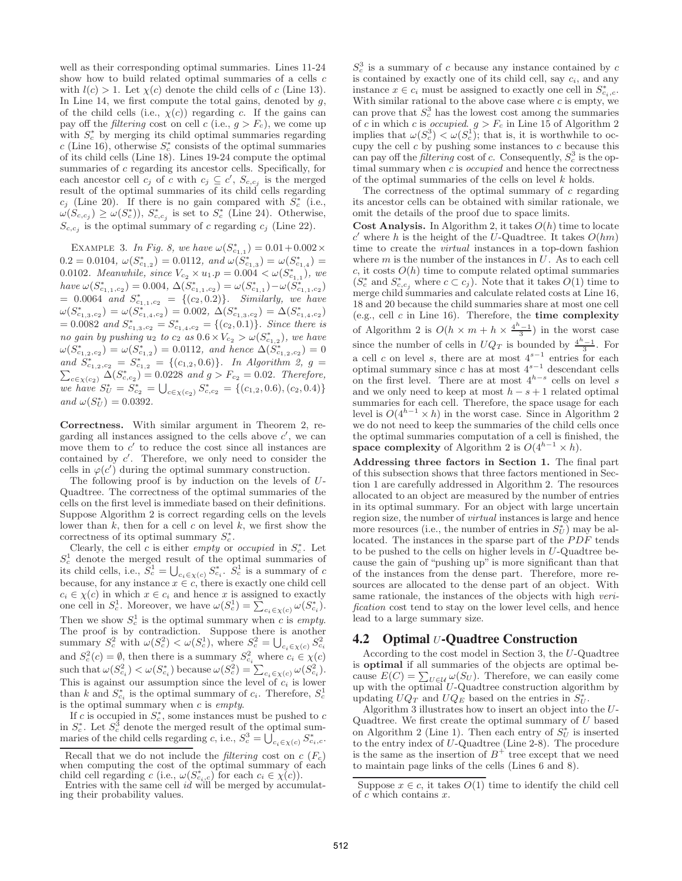well as their corresponding optimal summaries. Lines 11-24 show how to build related optimal summaries of a cells $c$ with $l(c) > 1$. Let $\chi(c)$ denote the child cells of $c$ (Line 13). In Line 14, we first compute the total gains, denoted by $g$, of the child cells (i.e., $\chi(c)$) regarding $c$. If the gains can pay off the *filtering* cost on cell $c$ (i.e., $g > F_c$), we come up with $S^*_c$ by merging its child optimal summaries regarding $c$ (Line 16), otherwise $S^*_c$ consists of the optimal summaries of its child cells (Line 18). Lines 19-24 compute the optimal summaries of $c$ regarding its ancestor cells. Specifically, for each ancestor cell $c_j$ of $c$ with $c_j \subseteq c'$, $S_{c,c_j}$ is the merged result of the optimal summaries of its child cells regarding $c_j$ (Line 20). If there is no gain compared with $S^*_c$ (i.e., $\omega(S_{c,c_j}) \geq \omega(S^*_c)$), $S^*_{c,c_j}$ is set to $S^*_c$ (Line 24). Otherwise, $S_{c,c_j}$ is the optimal summary of $c$ regarding $c_j$ (Line 22).

EXAMPLE 3. *In Fig. 8, we have $\omega(S^*_{c_{1,1}}) = 0.01 + 0.002 \times 0.2 = 0.0104$, $\omega(S^*_{c_{1,2}}) = 0.0112$, and $\omega(S^*_{c_{1,3}}) = \omega(S^*_{c_{1,4}}) = 0.0102$. Meanwhile, since $V_{c_2} \times u_1.p = 0.004 < \omega(S^*_{c_{1,1}})$, we have $\omega(S^*_{c_{1,1},c_2}) = 0.004$, $\Delta(S^*_{c_{1,1},c_2}) = \omega(S^*_{c_{1,1}}) - \omega(S^*_{c_{1,1},c_2}) = 0.0064$ and $S^*_{c_{1,1},c_2} = \{(c_2, 0.2)\}$. Similarly, we have $\omega(S^*_{c_{1,3},c_2}) = \omega(S^*_{c_{1,4},c_2}) = 0.002$, $\Delta(S^*_{c_{1,3},c_2}) = \Delta(S^*_{c_{1,4},c_2}) = 0.0082$ and $S^*_{c_{1,3},c_2} = S^*_{c_{1,4},c_2} = \{(c_2, 0.1)\}$. Since there is no gain by pushing $u_2$ to $c_2$ as $0.6 \times V_{c_2} > \omega(S^*_{c_{1,2}})$, we have $\omega(S^*_{c_{1,2},c_2}) = \omega(S^*_{c_{1,2}}) = 0.0112$, and hence $\Delta(S^*_{c_{1,2},c_2}) = 0$ and $S^*_{c_{1,2},c_2} = S^*_{c_{1,2}} = \{(c_{1,2}, 0.6)\}$. In Algorithm 2, $g = \sum_{c \in \chi(c_2)} \Delta(S^*_{c,c_2}) = 0.0228$ and $g > F_{c_2} = 0.02$. Therefore, we have $S^*_U = S^*_{c_2} = \bigcup_{c \in \chi(c_2)} S^*_{c,c_2} = \{(c_{1,2}, 0.6), (c_2, 0.4)\}$ and $\omega(S^*_U) = 0.0392$.*

**Correctness.** With similar argument in Theorem 2, regarding all instances assigned to the cells above $c'$, we can move them to $c'$ to reduce the cost since all instances are contained by $c'$. Therefore, we only need to consider the cells in $\varphi(c')$ during the optimal summary construction.

The following proof is by induction on the levels of $U$-Quadtree. The correctness of the optimal summaries of the cells on the first level is immediate based on their definitions. Suppose Algorithm 2 is correct regarding cells on the levels lower than $k$, then for a cell $c$ on level $k$, we first show the correctness of its optimal summary $S^*_c$.

Clearly, the cell $c$ is either *empty* or *occupied* in $S^*_c$. Let $S^1_c$ denote the merged result of the optimal summaries of its child cells, i.e., $S^1_c = \bigcup_{c_i \in \chi(c)} S^*_{c_i}$. $S^1_c$ is a summary of $c$ because, for any instance $x \in c$, there is exactly one child cell $c_i \in \chi(c)$ in which $x \in c_i$ and hence $x$ is assigned to exactly one cell in $S^1_c$. Moreover, we have $\omega(S^1_c) = \sum_{c_i \in \chi(c)} \omega(S^*_{c_i})$. Then we show $S^1_c$ is the optimal summary when $c$ is *empty*. The proof is by contradiction. Suppose there is another summary $S^2_c$ with $\omega(S^2_c) < \omega(S^1_c)$, where $S^2_c = \bigcup_{c_i \in \chi(c)} S^2_{c_i}$ and $S^2_c(c) = \emptyset$, then there is a summary $S^2_{c_i}$ where $c_i \in \chi(c)$ such that $\omega(S^2_{c_i}) < \omega(S^*_{c_i})$ because $\omega(S^2_c) = \sum_{c_i \in \chi(c)} \omega(S^2_{c_i})$. This is against our assumption since the level of $c_i$ is lower than $k$ and $S^*_{c_i}$ is the optimal summary of $c_i$. Therefore, $S^1_c$ is the optimal summary when $c$ is *empty*.

If $c$ is occupied in $S^*_c$, some instances must be pushed to $c$ in $S^*_c$. Let $S^3_c$ denote the merged result of the optimal summaries of the child cells regarding $c$, i.e., $S^3_c = \bigcup_{c_i \in \chi(c)} S^*_{c_i,c}$. $S^3_c$ is a summary of $c$ because any instance contained by $c$ is contained by exactly one of its child cell, say $c_i$, and any instance $x \in c_i$ must be assigned to exactly one cell in $S^*_{c_i,c}$. With similar rational to the above case where $c$ is empty, we can prove that $S^3_c$ has the lowest cost among the summaries of $c$ in which $c$ is *occupied*. $g > F_c$ in Line 15 of Algorithm 2 implies that $\omega(S^3_c) < \omega(S^1_c)$; that is, it is worthwhile to occupy the cell $c$ by pushing some instances to $c$ because this can pay off the *filtering* cost of $c$. Consequently, $S^3_c$ is the optimal summary when $c$ is *occupied* and hence the correctness of the optimal summaries of the cells on level $k$ holds.

The correctness of the optimal summary of $c$ regarding its ancestor cells can be obtained with similar rationale, we omit the details of the proof due to space limits.

**Cost Analysis.** In Algorithm 2, it takes $O(h)$ time to locate $c'$ where $h$ is the height of the $U$-Quadtree. It takes $O(hm)$ time to create the *virtual* instances in a top-down fashion where $m$ is the number of the instances in $U$. As to each cell $c$, it costs $O(h)$ time to compute related optimal summaries ($S^*_c$ and $S^*_{c,c_j}$ where $c \subset c_j$). Note that it takes $O(1)$ time to merge child summaries and calculate related costs at Line 16, 18 and 20 because the child summaries share at most one cell (e.g., cell $c$ in Line 16). Therefore, the **time complexity** of Algorithm 2 is $O(h \times m + h \times \frac{4^h - 1}{3})$ in the worst case since the number of cells in $UQ_T$ is bounded by $\frac{4^h-1}{3}$. For a cell $c$ on level $s$, there are at most $4^{s-1}$ entries for each optimal summary since $c$ has at most $4^{s-1}$ descendant cells on the first level. There are at most $4^{h-s}$ cells on level $s$ and we only need to keep at most $h - s + 1$ related optimal summaries for each cell. Therefore, the space usage for each level is $O(4^{h-1} \times h)$ in the worst case. Since in Algorithm 2 we do not need to keep the summaries of the child cells once the optimal summaries computation of a cell is finished, the **space complexity** of Algorithm 2 is $O(4^{h-1} \times h)$.

**Addressing three factors in Section 1.** The final part of this subsection shows that three factors mentioned in Section 1 are carefully addressed in Algorithm 2. The resources allocated to an object are measured by the number of entries in its optimal summary. For an object with large uncertain region size, the number of *virtual* instances is large and hence more resources (i.e., the number of entries in $S^*_U$) may be allocated. The instances in the sparse part of the $PDF$ tends to be pushed to the cells on higher levels in $U$-Quadtree because the gain of "pushing up" is more significant than that of the instances from the dense part. Therefore, more resources are allocated to the dense part of an object. With same rationale, the instances of the objects with high *verification* cost tend to stay on the lower level cells, and hence lead to a large summary size.

## 4.2 Optimal $U$-Quadtree Construction

According to the cost model in Section 3, the $U$-Quadtree is **optimal** if all summaries of the objects are optimal because $E(C) = \sum_{U \in \mathcal{U}} \omega(S_U)$. Therefore, we can easily come up with the optimal $U$-Quadtree construction algorithm by updating $UQ_T$ and $UQ_E$ based on the entries in $S^*_U$.

Algorithm 3 illustrates how to insert an object into the $U$-Quadtree. We first create the optimal summary of $U$ based on Algorithm 2 (Line 1). Then each entry of $S^*_U$ is inserted to the entry index of $U$-Quadtree (Line 2-8). The procedure is the same as the insertion of $B^+$ tree except that we need to maintain page links of the cells (Lines 6 and 8).

Recall that we do not include the *filtering* cost on $c$ ($F_c$) when computing the cost of the optimal summary of each child cell regarding $c$ (i.e., $\omega(S^*_{c_i,c})$ for each $c_i \in \chi(c)$).

Entries with the same cell *id* will be merged by accumulating their probability values.

Suppose $x \in c$, it takes $O(1)$ time to identify the child cell of $c$ which contains $x$.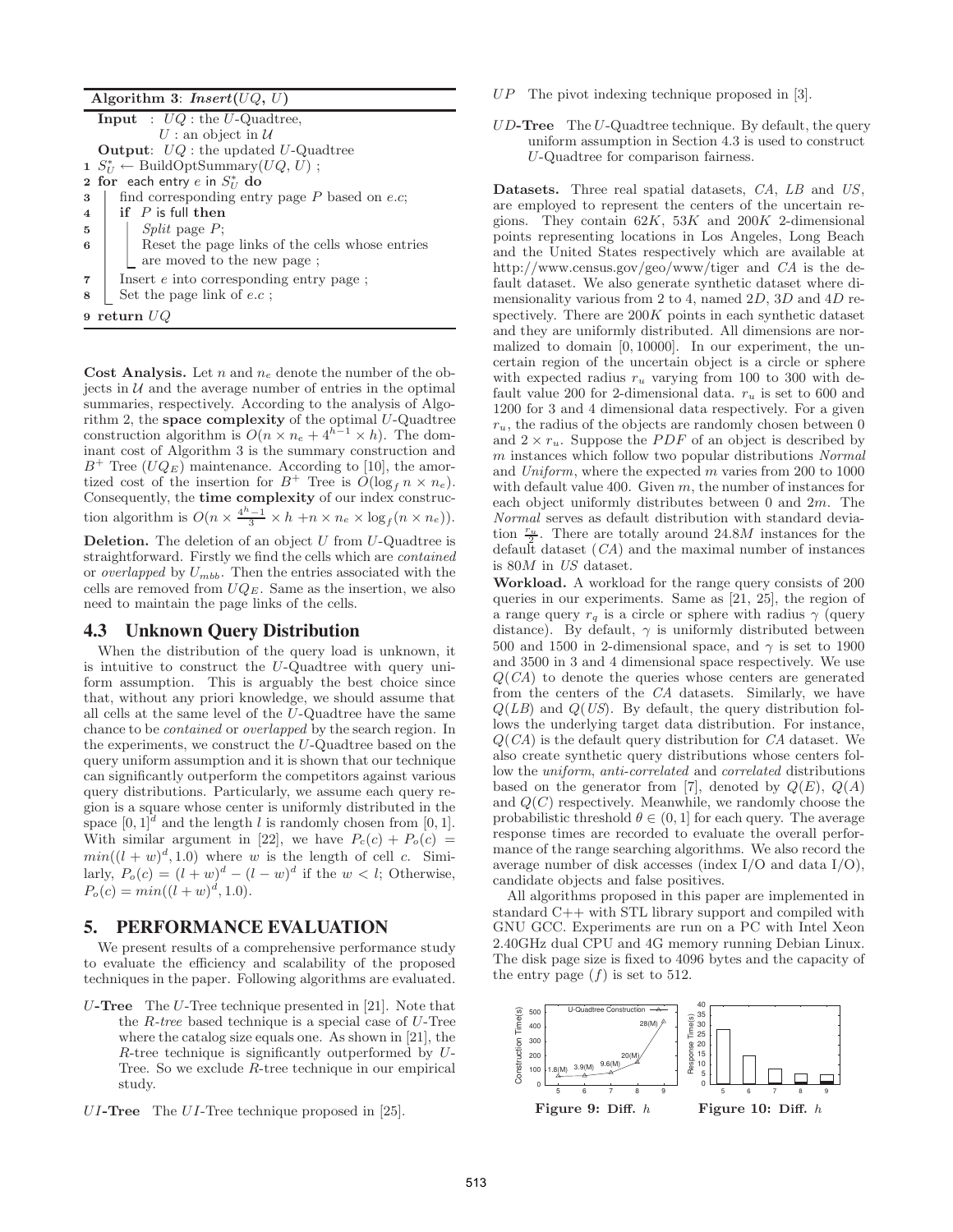**Algorithm 3**: *Insert*($UQ$, $U$)

```
Input  : UQ : the U-Quadtree,
         U : an object in 𝒰
Output: UQ : the updated U-Quadtree
1 S*_U ← BuildOptSummary(UQ, U) ;
2 for each entry e in S*_U do
3     find corresponding entry page P based on e.c;
4     if P is full then
5         Split page P;
6         Reset the page links of the cells whose entries
          are moved to the new page ;
7     Insert e into corresponding entry page ;
8     Set the page link of e.c ;
9 return UQ
```

**Cost Analysis.** Let $n$ and $n_e$ denote the number of the objects in $\mathcal{U}$ and the average number of entries in the optimal summaries, respectively. According to the analysis of Algorithm 2, the **space complexity** of the optimal $U$-Quadtree construction algorithm is $O(n \times n_e + 4^{h-1} \times h)$. The dominant cost of Algorithm 3 is the summary construction and $B^+$ Tree ($UQ_E$) maintenance. According to [10], the amortized cost of the insertion for $B^+$ Tree is $O(\log_f n \times n_e)$. Consequently, the **time complexity** of our index construction algorithm is $O(n \times \frac{4^h-1}{3} \times h + n \times n_e \times \log_f(n \times n_e))$.

**Deletion.** The deletion of an object $U$ from $U$-Quadtree is straightforward. Firstly we find the cells which are *contained* or *overlapped* by $U_{mbb}$. Then the entries associated with the cells are removed from $UQ_E$. Same as the insertion, we also need to maintain the page links of the cells.

## 4.3 Unknown Query Distribution

When the distribution of the query load is unknown, it is intuitive to construct the $U$-Quadtree with query uniform assumption. This is arguably the best choice since that, without any priori knowledge, we should assume that all cells at the same level of the $U$-Quadtree have the same chance to be *contained* or *overlapped* by the search region. In the experiments, we construct the $U$-Quadtree based on the query uniform assumption and it is shown that our technique can significantly outperform the competitors against various query distributions. Particularly, we assume each query region is a square whose center is uniformly distributed in the space $[0, 1]^d$ and the length $l$ is randomly chosen from $[0, 1]$. With similar argument in [22], we have $P_c(c) + P_o(c) = min((l + w)^d, 1.0)$ where $w$ is the length of cell $c$. Similarly, $P_o(c) = (l + w)^d - (l - w)^d$ if the $w < l$; Otherwise, $P_o(c) = min((l + w)^d, 1.0)$.

# 5. PERFORMANCE EVALUATION

We present results of a comprehensive performance study to evaluate the efficiency and scalability of the proposed techniques in the paper. Following algorithms are evaluated.

- $U$**-Tree** The $U$-Tree technique presented in [21]. Note that the $R$-*tree* based technique is a special case of $U$-Tree where the catalog size equals one. As shown in [21], the $R$-tree technique is significantly outperformed by $U$-Tree. So we exclude $R$-tree technique in our empirical study.
- $UI$**-Tree** The $UI$-Tree technique proposed in [25].
- $UP$ The pivot indexing technique proposed in [3].
- $UD$**-Tree** The $U$-Quadtree technique. By default, the query uniform assumption in Section 4.3 is used to construct $U$-Quadtree for comparison fairness.

**Datasets.** Three real spatial datasets, *CA*, *LB* and *US*, are employed to represent the centers of the uncertain regions. They contain $62K$, $53K$ and $200K$ 2-dimensional points representing locations in Los Angeles, Long Beach and the United States respectively which are available at http://www.census.gov/geo/www/tiger and *CA* is the default dataset. We also generate synthetic dataset where dimensionality various from 2 to 4, named *2D*, *3D* and *4D* respectively. There are $200K$ points in each synthetic dataset and they are uniformly distributed. All dimensions are normalized to domain [0, 10000]. In our experiment, the uncertain region of the uncertain object is a circle or sphere with expected radius $r_u$ varying from 100 to 300 with default value 200 for 2-dimensional data. $r_u$ is set to 600 and 1200 for 3 and 4 dimensional data respectively. For a given $r_u$, the radius of the objects are randomly chosen between 0 and $2 \times r_u$. Suppose the $PDF$ of an object is described by $m$ instances which follow two popular distributions *Normal* and *Uniform*, where the expected $m$ varies from 200 to 1000 with default value 400. Given $m$, the number of instances for each object uniformly distributes between 0 and $2m$. The *Normal* serves as default distribution with standard deviation $\frac{r_u}{2}$. There are totally around $24.8M$ instances for the default dataset (*CA*) and the maximal number of instances is $80M$ in *US* dataset.

**Workload.** A workload for the range query consists of 200 queries in our experiments. Same as [21, 25], the region of a range query $r_q$ is a circle or sphere with radius $\gamma$ (query distance). By default, $\gamma$ is uniformly distributed between 500 and 1500 in 2-dimensional space, and $\gamma$ is set to 1900 and 3500 in 3 and 4 dimensional space respectively. We use $Q(CA)$ to denote the queries whose centers are generated from the centers of the *CA* datasets. Similarly, we have $Q(LB)$ and $Q(US)$. By default, the query distribution follows the underlying target data distribution. For instance, $Q(CA)$ is the default query distribution for *CA* dataset. We also create synthetic query distributions whose centers follow the *uniform*, *anti-correlated* and *correlated* distributions based on the generator from [7], denoted by $Q(E)$, $Q(A)$ and $Q(C)$ respectively. Meanwhile, we randomly choose the probabilistic threshold $\theta \in (0, 1]$ for each query. The average response times are recorded to evaluate the overall performance of the range searching algorithms. We also record the average number of disk accesses (index I/O and data I/O), candidate objects and false positives.

All algorithms proposed in this paper are implemented in standard C++ with STL library support and compiled with GNU GCC. Experiments are run on a PC with Intel Xeon 2.40GHz dual CPU and 4G memory running Debian Linux. The disk page size is fixed to 4096 bytes and the capacity of the entry page ($f$) is set to 512.

**Figure 9: Diff.** $h$

**Figure 10: Diff.** $h$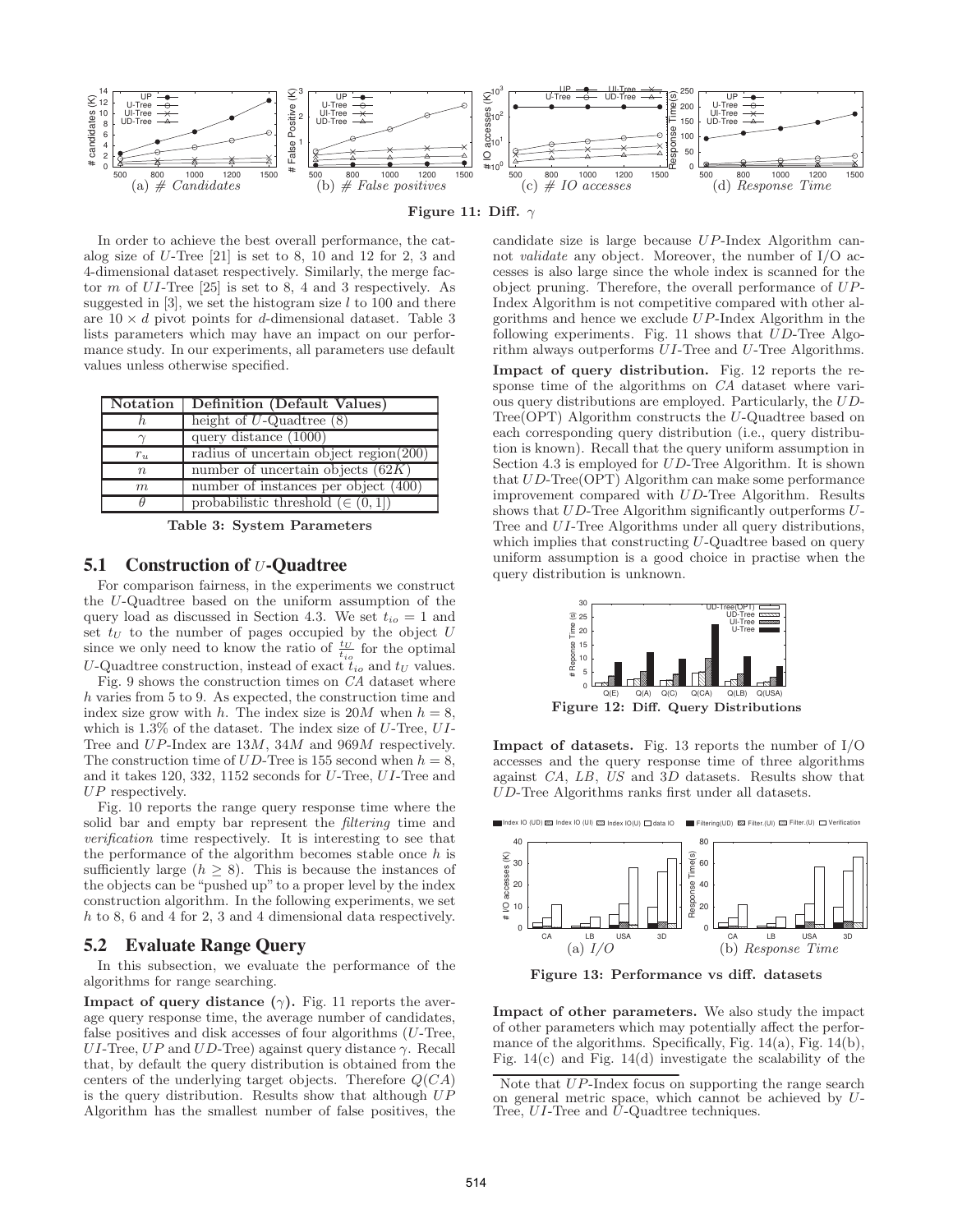Figure 11: Diff. $\gamma$

In order to achieve the best overall performance, the catalog size of $U$-Tree [21] is set to 8, 10 and 12 for 2, 3 and 4-dimensional dataset respectively. Similarly, the merge factor $m$ of $UI$-Tree [25] is set to 8, 4 and 3 respectively. As suggested in [3], we set the histogram size $l$ to 100 and there are $10 \times d$ pivot points for $d$-dimensional dataset. Table 3 lists parameters which may have an impact on our performance study. In our experiments, all parameters use default values unless otherwise specified.

| Notation | Definition (Default Values) |
|---|---|
| $h$ | height of $U$-Quadtree (8) |
| $\gamma$ | query distance (1000) |
| $r_u$ | radius of uncertain object region(200) |
| $n$ | number of uncertain objects ($62K$) |
| $m$ | number of instances per object (400) |
| $\theta$ | probabilistic threshold ($\in (0, 1]$) |

Table 3: System Parameters

## 5.1 Construction of $U$-Quadtree

For comparison fairness, in the experiments we construct the $U$-Quadtree based on the uniform assumption of the query load as discussed in Section 4.3. We set $t_{io} = 1$ and set $t_U$ to the number of pages occupied by the object $U$ since we only need to know the ratio of $\frac{t_U}{t_{io}}$ for the optimal $U$-Quadtree construction, instead of exact $t_{io}$ and $t_U$ values.

Fig. 9 shows the construction times on $CA$ dataset where $h$ varies from 5 to 9. As expected, the construction time and index size grow with $h$. The index size is $20M$ when $h = 8$, which is 1.3% of the dataset. The index size of $U$-Tree, $UI$-Tree and $UP$-Index are $13M$, $34M$ and $969M$ respectively. The construction time of $UD$-Tree is 155 second when $h = 8$, and it takes 120, 332, 1152 seconds for $U$-Tree, $UI$-Tree and $UP$ respectively.

Fig. 10 reports the range query response time where the solid bar and empty bar represent the *filtering* time and *verification* time respectively. It is interesting to see that the performance of the algorithm becomes stable once $h$ is sufficiently large ($h \geq 8$). This is because the instances of the objects can be "pushed up" to a proper level by the index construction algorithm. In the following experiments, we set $h$ to 8, 6 and 4 for 2, 3 and 4 dimensional data respectively.

## 5.2 Evaluate Range Query

In this subsection, we evaluate the performance of the algorithms for range searching.

**Impact of query distance ($\gamma$).** Fig. 11 reports the average query response time, the average number of candidates, false positives and disk accesses of four algorithms ($U$-Tree, $UI$-Tree, $UP$ and $UD$-Tree) against query distance $\gamma$. Recall that, by default the query distribution is obtained from the centers of the underlying target objects. Therefore $Q(CA)$ is the query distribution. Results show that although $UP$ Algorithm has the smallest number of false positives, the candidate size is large because $UP$-Index Algorithm cannot *validate* any object. Moreover, the number of I/O accesses is also large since the whole index is scanned for the object pruning. Therefore, the overall performance of $UP$-Index Algorithm is not competitive compared with other algorithms and hence we exclude $UP$-Index Algorithm in the following experiments. Fig. 11 shows that $UD$-Tree Algorithm always outperforms $UI$-Tree and $U$-Tree Algorithms.

**Impact of query distribution.** Fig. 12 reports the response time of the algorithms on $CA$ dataset where various query distributions are employed. Particularly, the $UD$-Tree(OPT) Algorithm constructs the $U$-Quadtree based on each corresponding query distribution (i.e., query distribution is known). Recall that the query uniform assumption in Section 4.3 is employed for $UD$-Tree Algorithm. It is shown that $UD$-Tree(OPT) Algorithm can make some performance improvement compared with $UD$-Tree Algorithm. Results shows that $UD$-Tree Algorithm significantly outperforms $U$-Tree and $UI$-Tree Algorithms under all query distributions, which implies that constructing $U$-Quadtree based on query uniform assumption is a good choice in practise when the query distribution is unknown.

Figure 12: Diff. Query Distributions

**Impact of datasets.** Fig. 13 reports the number of I/O accesses and the query response time of three algorithms against $CA$, $LB$, $US$ and $3D$ datasets. Results show that $UD$-Tree Algorithms ranks first under all datasets.

Figure 13: Performance vs diff. datasets

**Impact of other parameters.** We also study the impact of other parameters which may potentially affect the performance of the algorithms. Specifically, Fig. 14(a), Fig. 14(b), Fig. 14(c) and Fig. 14(d) investigate the scalability of the

Note that $UP$-Index focus on supporting the range search on general metric space, which cannot be achieved by $U$-Tree, $UI$-Tree and $U$-Quadtree techniques.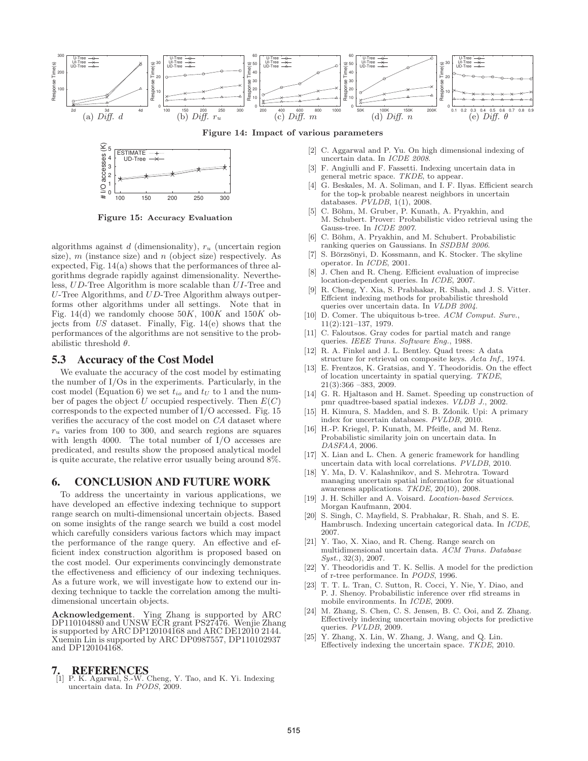U-Tree
UI-Tree
UD-Tree

Response Time(s)

300
200
100

2d 3d 4d

(a) *Diff. d*

30
20
10
0

100 150 200 250 300

(b) *Diff. $r_u$*

60
50
40
30
20
10
0

200 400 600 800 1000

(c) *Diff. m*

60
50
40
30
20
10
0

50K 100K 150K 200K

(d) *Diff. n*

30
20
10
0

0.1 0.2 0.3 0.4 0.5 0.6 0.7 0.8 0.9

(e) *Diff. $\theta$*

**Figure 14: Impact of various parameters**

# I/O accesses (K)

5
4
3
2
1
0

ESTIMATE
UD-Tree

100 150 200 250 300

**Figure 15: Accuracy Evaluation**

algorithms against $d$ (dimensionality), $r_u$ (uncertain region size), $m$ (instance size) and $n$ (object size) respectively. As expected, Fig. 14(a) shows that the performances of three algorithms degrade rapidly against dimensionality. Nevertheless, $UD$-Tree Algorithm is more scalable than $UI$-Tree and $U$-Tree Algorithms, and $UD$-Tree Algorithm always outperforms other algorithms under all settings. Note that in Fig. 14(d) we randomly choose $50K$, $100K$ and $150K$ objects from *US* dataset. Finally, Fig. 14(e) shows that the performances of the algorithms are not sensitive to the probabilistic threshold $\theta$.

## 5.3 Accuracy of the Cost Model

We evaluate the accuracy of the cost model by estimating the number of I/Os in the experiments. Particularly, in the cost model (Equation 6) we set $t_{io}$ and $t_U$ to 1 and the number of pages the object $U$ occupied respectively. Then $E(C)$ corresponds to the expected number of I/O accessed. Fig. 15 verifies the accuracy of the cost model on *CA* dataset where $r_u$ varies from 100 to 300, and search regions are squares with length 4000. The total number of I/O accesses are predicated, and results show the proposed analytical model is quite accurate, the relative error usually being around 8%.

# 6. CONCLUSION AND FUTURE WORK

To address the uncertainty in various applications, we have developed an effective indexing technique to support range search on multi-dimensional uncertain objects. Based on some insights of the range search we build a cost model which carefully considers various factors which may impact the performance of the range query. An effective and efficient index construction algorithm is proposed based on the cost model. Our experiments convincingly demonstrate the effectiveness and efficiency of our indexing techniques. As a future work, we will investigate how to extend our indexing technique to tackle the correlation among the multi-dimensional uncertain objects.

**Acknowledgement**. Ying Zhang is supported by ARC DP110104880 and UNSW ECR grant PS27476. Wenjie Zhang is supported by ARC DP120104168 and ARC DE12010 2144. Xuemin Lin is supported by ARC DP0987557, DP110102937 and DP120104168.

# 7. REFERENCES

[1] P. K. Agarwal, S.-W. Cheng, Y. Tao, and K. Yi. Indexing uncertain data. In *PODS*, 2009.

[2] C. Aggarwal and P. Yu. On high dimensional indexing of uncertain data. In *ICDE 2008*.

[3] F. Angiulli and F. Fassetti. Indexing uncertain data in general metric space. *TKDE*, to appear.

[4] G. Beskales, M. A. Soliman, and I. F. Ilyas. Efficient search for the top-k probable nearest neighbors in uncertain databases. *PVLDB*, 1(1), 2008.

[5] C. Böhm, M. Gruber, P. Kunath, A. Pryakhin, and M. Schubert. Prover: Probabilistic video retrieval using the Gauss-tree. In *ICDE 2007*.

[6] C. Böhm, A. Pryakhin, and M. Schubert. Probabilistic ranking queries on Gaussians. In *SSDBM 2006*.

[7] S. Börzsönyi, D. Kossmann, and K. Stocker. The skyline operator. In *ICDE*, 2001.

[8] J. Chen and R. Cheng. Efficient evaluation of imprecise location-dependent queries. In *ICDE*, 2007.

[9] R. Cheng, Y. Xia, S. Prabhakar, R. Shah, and J. S. Vitter. Effcient indexing methods for probabilistic threshold queries over uncertain data. In *VLDB 2004*.

[10] D. Comer. The ubiquitous b-tree. *ACM Comput. Surv.*, 11(2):121–137, 1979.

[11] C. Faloutsos. Gray codes for partial match and range queries. *IEEE Trans. Software Eng.*, 1988.

[12] R. A. Finkel and J. L. Bentley. Quad trees: A data structure for retrieval on composite keys. *Acta Inf.*, 1974.

[13] E. Frentzos, K. Gratsias, and Y. Theodoridis. On the effect of location uncertainty in spatial querying. *TKDE*, 21(3):366 –383, 2009.

[14] G. R. Hjaltason and H. Samet. Speeding up construction of pmr quadtree-based spatial indexes. *VLDB J.*, 2002.

[15] H. Kimura, S. Madden, and S. B. Zdonik. Upi: A primary index for uncertain databases. *PVLDB*, 2010.

[16] H.-P. Kriegel, P. Kunath, M. Pfeifle, and M. Renz. Probabilistic similarity join on uncertain data. In *DASFAA*, 2006.

[17] X. Lian and L. Chen. A generic framework for handling uncertain data with local correlations. *PVLDB*, 2010.

[18] Y. Ma, D. V. Kalashnikov, and S. Mehrotra. Toward managing uncertain spatial information for situational awareness applications. *TKDE*, 20(10), 2008.

[19] J. H. Schiller and A. Voisard. *Location-based Services*. Morgan Kaufmann, 2004.

[20] S. Singh, C. Mayfield, S. Prabhakar, R. Shah, and S. E. Hambrusch. Indexing uncertain categorical data. In *ICDE*, 2007.

[21] Y. Tao, X. Xiao, and R. Cheng. Range search on multidimensional uncertain data. *ACM Trans. Database Syst.*, 32(3), 2007.

[22] Y. Theodoridis and T. K. Sellis. A model for the prediction of r-tree performance. In *PODS*, 1996.

[23] T. T. L. Tran, C. Sutton, R. Cocci, Y. Nie, Y. Diao, and P. J. Shenoy. Probabilistic inference over rfid streams in mobile environments. In *ICDE*, 2009.

[24] M. Zhang, S. Chen, C. S. Jensen, B. C. Ooi, and Z. Zhang. Effectively indexing uncertain moving objects for predictive queries. *PVLDB*, 2009.

[25] Y. Zhang, X. Lin, W. Zhang, J. Wang, and Q. Lin. Effectively indexing the uncertain space. *TKDE*, 2010.